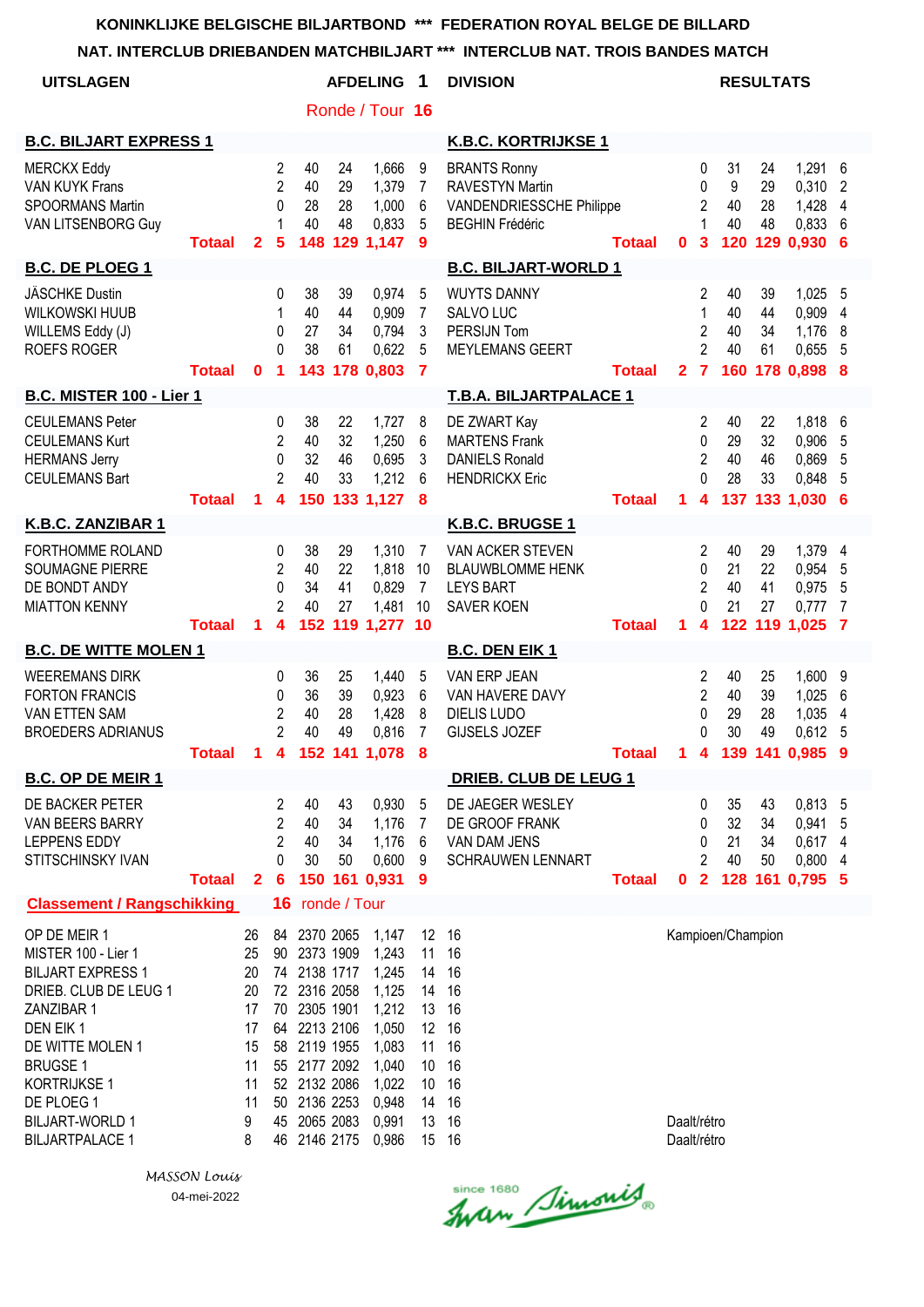KONINKLIJKE BELGISCHE BILJARTBOND *** FEDERATION ROYAL BELGE DE BILLARD

NAT. INTERCLUB DRIEBANDEN MATCHBILJART *** INTERCLUB NAT. TROIS BANDES MATCH

**UITSLAGEN** — **AFDELING 1** — **DIVISION** — **RESULTATS**

Ronde / Tour **16**

| B.C. BILJART EXPRESS 1 | | | | | | | K.B.C. KORTRIJKSE 1 | | | | | | |
|---|---|---|---|---|---|---|---|---|---|---|---|---|---|
| MERCKX Eddy | | 2 | 40 | 24 | 1,666 | 9 | BRANTS Ronny | | 0 | 31 | 24 | 1,291 | 6 |
| VAN KUYK Frans | | 2 | 40 | 29 | 1,379 | 7 | RAVESTYN Martin | | 0 | 9 | 29 | 0,310 | 2 |
| SPOORMANS Martin | | 0 | 28 | 28 | 1,000 | 6 | VANDENDRIESSCHE Philippe | | 2 | 40 | 28 | 1,428 | 4 |
| VAN LITSENBORG Guy | | 1 | 40 | 48 | 0,833 | 5 | BEGHIN Frédéric | | 1 | 40 | 48 | 0,833 | 6 |
| **Totaal** | **2** | **5** | **148** | **129** | **1,147** | **9** | **Totaal** | **0** | **3** | **120** | **129** | **0,930** | **6** |

| B.C. DE PLOEG 1 | | | | | | | B.C. BILJART-WORLD 1 | | | | | | |
|---|---|---|---|---|---|---|---|---|---|---|---|---|---|
| JÄSCHKE Dustin | | 0 | 38 | 39 | 0,974 | 5 | WUYTS DANNY | | 2 | 40 | 39 | 1,025 | 5 |
| WILKOWSKI HUUB | | 1 | 40 | 44 | 0,909 | 7 | SALVO LUC | | 1 | 40 | 44 | 0,909 | 4 |
| WILLEMS Eddy (J) | | 0 | 27 | 34 | 0,794 | 3 | PERSIJN Tom | | 2 | 40 | 34 | 1,176 | 8 |
| ROEFS ROGER | | 0 | 38 | 61 | 0,622 | 5 | MEYLEMANS GEERT | | 2 | 40 | 61 | 0,655 | 5 |
| **Totaal** | **0** | **1** | **143** | **178** | **0,803** | **7** | **Totaal** | **2** | **7** | **160** | **178** | **0,898** | **8** |

| B.C. MISTER 100 - Lier 1 | | | | | | | T.B.A. BILJARTPALACE 1 | | | | | | |
|---|---|---|---|---|---|---|---|---|---|---|---|---|---|
| CEULEMANS Peter | | 0 | 38 | 22 | 1,727 | 8 | DE ZWART Kay | | 2 | 40 | 22 | 1,818 | 6 |
| CEULEMANS Kurt | | 2 | 40 | 32 | 1,250 | 6 | MARTENS Frank | | 0 | 29 | 32 | 0,906 | 5 |
| HERMANS Jerry | | 0 | 32 | 46 | 0,695 | 3 | DANIELS Ronald | | 2 | 40 | 46 | 0,869 | 5 |
| CEULEMANS Bart | | 2 | 40 | 33 | 1,212 | 6 | HENDRICKX Eric | | 0 | 28 | 33 | 0,848 | 5 |
| **Totaal** | **1** | **4** | **150** | **133** | **1,127** | **8** | **Totaal** | **1** | **4** | **137** | **133** | **1,030** | **6** |

| K.B.C. ZANZIBAR 1 | | | | | | | K.B.C. BRUGSE 1 | | | | | | |
|---|---|---|---|---|---|---|---|---|---|---|---|---|---|
| FORTHOMME ROLAND | | 0 | 38 | 29 | 1,310 | 7 | VAN ACKER STEVEN | | 2 | 40 | 29 | 1,379 | 4 |
| SOUMAGNE PIERRE | | 2 | 40 | 22 | 1,818 | 10 | BLAUWBLOMME HENK | | 0 | 21 | 22 | 0,954 | 5 |
| DE BONDT ANDY | | 0 | 34 | 41 | 0,829 | 7 | LEYS BART | | 2 | 40 | 41 | 0,975 | 5 |
| MIATTON KENNY | | 2 | 40 | 27 | 1,481 | 10 | SAVER KOEN | | 0 | 21 | 27 | 0,777 | 7 |
| **Totaal** | **1** | **4** | **152** | **119** | **1,277** | **10** | **Totaal** | **1** | **4** | **122** | **119** | **1,025** | **7** |

| B.C. DE WITTE MOLEN 1 | | | | | | | B.C. DEN EIK 1 | | | | | | |
|---|---|---|---|---|---|---|---|---|---|---|---|---|---|
| WEEREMANS DIRK | | 0 | 36 | 25 | 1,440 | 5 | VAN ERP JEAN | | 2 | 40 | 25 | 1,600 | 9 |
| FORTON FRANCIS | | 0 | 36 | 39 | 0,923 | 6 | VAN HAVERE DAVY | | 2 | 40 | 39 | 1,025 | 6 |
| VAN ETTEN SAM | | 2 | 40 | 28 | 1,428 | 8 | DIELIS LUDO | | 0 | 29 | 28 | 1,035 | 4 |
| BROEDERS ADRIANUS | | 2 | 40 | 49 | 0,816 | 7 | GIJSELS JOZEF | | 0 | 30 | 49 | 0,612 | 5 |
| **Totaal** | **1** | **4** | **152** | **141** | **1,078** | **8** | **Totaal** | **1** | **4** | **139** | **141** | **0,985** | **9** |

| B.C. OP DE MEIR 1 | | | | | | | DRIEB. CLUB DE LEUG 1 | | | | | | |
|---|---|---|---|---|---|---|---|---|---|---|---|---|---|
| DE BACKER PETER | | 2 | 40 | 43 | 0,930 | 5 | DE JAEGER WESLEY | | 0 | 35 | 43 | 0,813 | 5 |
| VAN BEERS BARRY | | 2 | 40 | 34 | 1,176 | 7 | DE GROOF FRANK | | 0 | 32 | 34 | 0,941 | 5 |
| LEPPENS EDDY | | 2 | 40 | 34 | 1,176 | 6 | VAN DAM JENS | | 0 | 21 | 34 | 0,617 | 4 |
| STITSCHINSKY IVAN | | 0 | 30 | 50 | 0,600 | 9 | SCHRAUWEN LENNART | | 2 | 40 | 50 | 0,800 | 4 |
| **Totaal** | **2** | **6** | **150** | **161** | **0,931** | **9** | **Totaal** | **0** | **2** | **128** | **161** | **0,795** | **5** |

**Classement / Rangschikking** — **16** ronde / Tour

| Team | | | | | | | | |
|---|---|---|---|---|---|---|---|---|
| OP DE MEIR 1 | 26 | 84 | 2370 | 2065 | 1,147 | 12 | 16 | Kampioen/Champion |
| MISTER 100 - Lier 1 | 25 | 90 | 2373 | 1909 | 1,243 | 11 | 16 | |
| BILJART EXPRESS 1 | 20 | 74 | 2138 | 1717 | 1,245 | 14 | 16 | |
| DRIEB. CLUB DE LEUG 1 | 20 | 72 | 2316 | 2058 | 1,125 | 14 | 16 | |
| ZANZIBAR 1 | 17 | 70 | 2305 | 1901 | 1,212 | 13 | 16 | |
| DEN EIK 1 | 17 | 64 | 2213 | 2106 | 1,050 | 12 | 16 | |
| DE WITTE MOLEN 1 | 15 | 58 | 2119 | 1955 | 1,083 | 11 | 16 | |
| BRUGSE 1 | 11 | 55 | 2177 | 2092 | 1,040 | 10 | 16 | |
| KORTRIJKSE 1 | 11 | 52 | 2132 | 2086 | 1,022 | 10 | 16 | |
| DE PLOEG 1 | 11 | 50 | 2136 | 2253 | 0,948 | 14 | 16 | |
| BILJART-WORLD 1 | 9 | 45 | 2065 | 2083 | 0,991 | 13 | 16 | Daalt/rétro |
| BILJARTPALACE 1 | 8 | 46 | 2146 | 2175 | 0,986 | 15 | 16 | Daalt/rétro |

*MASSON Louis*

04-mei-2022

since 1680 Ivan Simonis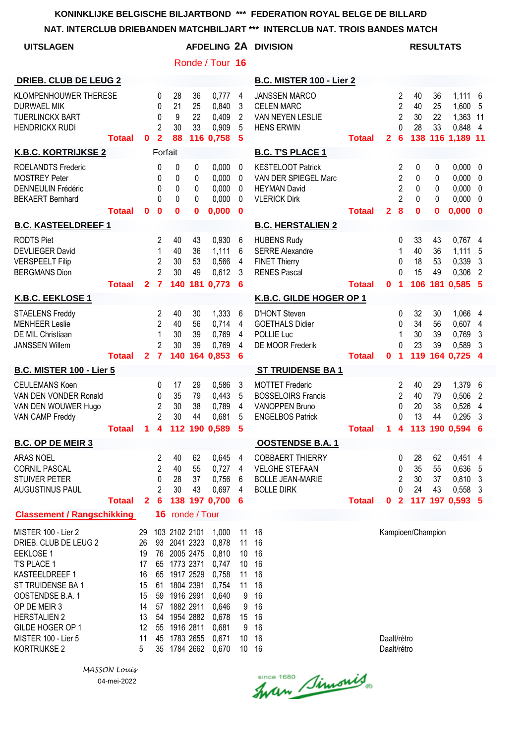**KONINKLIJKE BELGISCHE BILJARTBOND *** FEDERATION ROYAL BELGE DE BILLARD**

**NAT. INTERCLUB DRIEBANDEN MATCHBILJART *** INTERCLUB NAT. TROIS BANDES MATCH**

**UITSLAGEN** **AFDELING 2A DIVISION** **RESULTATS**

Ronde / Tour **16**

| DRIEB. CLUB DE LEUG 2 | | | | | | | B.C. MISTER 100 - Lier 2 | | | | | |
|---|---|---|---|---|---|---|---|---|---|---|---|---|
| KLOMPENHOUWER THERESE | | 0 | 28 | 36 | 0,777 | 4 | JANSSEN MARCO | | 2 | 40 | 36 | 1,111 | 6 |
| DURWAEL MIK | | 0 | 21 | 25 | 0,840 | 3 | CELEN MARC | | 2 | 40 | 25 | 1,600 | 5 |
| TUERLINCKX BART | | 0 | 9 | 22 | 0,409 | 2 | VAN NEYEN LESLIE | | 2 | 30 | 22 | 1,363 | 11 |
| HENDRICKX RUDI | | 2 | 30 | 33 | 0,909 | 5 | HENS ERWIN | | 0 | 28 | 33 | 0,848 | 4 |
| **Totaal** | **0** | **2** | **88** | **116** | **0,758** | **5** | **Totaal** | **2** | **6** | **138** | **116** | **1,189** | **11** |

| K.B.C. KORTRIJKSE 2 | Forfait | | | | | | B.C. T'S PLACE 1 | | | | | | |
|---|---|---|---|---|---|---|---|---|---|---|---|---|---|
| ROELANDTS Frederic | | 0 | 0 | 0 | 0,000 | 0 | KESTELOOT Patrick | | 2 | 0 | 0 | 0,000 | 0 |
| MOSTREY Peter | | 0 | 0 | 0 | 0,000 | 0 | VAN DER SPIEGEL Marc | | 2 | 0 | 0 | 0,000 | 0 |
| DENNEULIN Frédéric | | 0 | 0 | 0 | 0,000 | 0 | HEYMAN David | | 2 | 0 | 0 | 0,000 | 0 |
| BEKAERT Bernhard | | 0 | 0 | 0 | 0,000 | 0 | VLERICK Dirk | | 2 | 0 | 0 | 0,000 | 0 |
| **Totaal** | **0** | **0** | **0** | **0** | **0,000** | **0** | **Totaal** | **2** | **8** | **0** | **0** | **0,000** | **0** |

| B.C. KASTEELDREEF 1 | | | | | | | B.C. HERSTALIEN 2 | | | | | | |
|---|---|---|---|---|---|---|---|---|---|---|---|---|---|
| RODTS Piet | | 2 | 40 | 43 | 0,930 | 6 | HUBENS Rudy | | 0 | 33 | 43 | 0,767 | 4 |
| DEVLIEGER David | | 1 | 40 | 36 | 1,111 | 6 | SERRE Alexandre | | 1 | 40 | 36 | 1,111 | 5 |
| VERSPEELT Filip | | 2 | 30 | 53 | 0,566 | 4 | FINET Thierry | | 0 | 18 | 53 | 0,339 | 3 |
| BERGMANS Dion | | 2 | 30 | 49 | 0,612 | 3 | RENES Pascal | | 0 | 15 | 49 | 0,306 | 2 |
| **Totaal** | **2** | **7** | **140** | **181** | **0,773** | **6** | **Totaal** | **0** | **1** | **106** | **181** | **0,585** | **5** |

| K.B.C. EEKLOSE 1 | | | | | | | K.B.C. GILDE HOGER OP 1 | | | | | | |
|---|---|---|---|---|---|---|---|---|---|---|---|---|---|
| STAELENS Freddy | | 2 | 40 | 30 | 1,333 | 6 | D'HONT Steven | | 0 | 32 | 30 | 1,066 | 4 |
| MENHEER Leslie | | 2 | 40 | 56 | 0,714 | 4 | GOETHALS Didier | | 0 | 34 | 56 | 0,607 | 4 |
| DE MIL Christiaan | | 1 | 30 | 39 | 0,769 | 4 | POLLIE Luc | | 1 | 30 | 39 | 0,769 | 3 |
| JANSSEN Willem | | 2 | 30 | 39 | 0,769 | 4 | DE MOOR Frederik | | 0 | 23 | 39 | 0,589 | 3 |
| **Totaal** | **2** | **7** | **140** | **164** | **0,853** | **6** | **Totaal** | **0** | **1** | **119** | **164** | **0,725** | **4** |

| B.C. MISTER 100 - Lier 5 | | | | | | | ST TRUIDENSE BA 1 | | | | | | |
|---|---|---|---|---|---|---|---|---|---|---|---|---|---|
| CEULEMANS Koen | | 0 | 17 | 29 | 0,586 | 3 | MOTTET Frederic | | 2 | 40 | 29 | 1,379 | 6 |
| VAN DEN VONDER Ronald | | 0 | 35 | 79 | 0,443 | 5 | BOSSELOIRS Francis | | 2 | 40 | 79 | 0,506 | 2 |
| VAN DEN WOUWER Hugo | | 2 | 30 | 38 | 0,789 | 4 | VANOPPEN Bruno | | 0 | 20 | 38 | 0,526 | 4 |
| VAN CAMP Freddy | | 2 | 30 | 44 | 0,681 | 5 | ENGELBOS Patrick | | 0 | 13 | 44 | 0,295 | 3 |
| **Totaal** | **1** | **4** | **112** | **190** | **0,589** | **5** | **Totaal** | **1** | **4** | **113** | **190** | **0,594** | **6** |

| B.C. OP DE MEIR 3 | | | | | | | OOSTENDSE B.A. 1 | | | | | | |
|---|---|---|---|---|---|---|---|---|---|---|---|---|---|
| ARAS NOEL | | 2 | 40 | 62 | 0,645 | 4 | COBBAERT THIERRY | | 0 | 28 | 62 | 0,451 | 4 |
| CORNIL PASCAL | | 2 | 40 | 55 | 0,727 | 4 | VELGHE STEFAAN | | 0 | 35 | 55 | 0,636 | 5 |
| STUIVER PETER | | 0 | 28 | 37 | 0,756 | 6 | BOLLE JEAN-MARIE | | 2 | 30 | 37 | 0,810 | 3 |
| AUGUSTINUS PAUL | | 2 | 30 | 43 | 0,697 | 4 | BOLLE DIRK | | 0 | 24 | 43 | 0,558 | 3 |
| **Totaal** | **2** | **6** | **138** | **197** | **0,700** | **6** | **Totaal** | **0** | **2** | **117** | **197** | **0,593** | **5** |

**Classement / Rangschikking** **16** ronde / Tour

| | | | | | | | | |
|---|---|---|---|---|---|---|---|---|
| MISTER 100 - Lier 2 | 29 | 103 | 2102 | 2101 | 1,000 | 11 | 16 | Kampioen/Champion |
| DRIEB. CLUB DE LEUG 2 | 26 | 93 | 2041 | 2323 | 0,878 | 11 | 16 | |
| EEKLOSE 1 | 19 | 76 | 2005 | 2475 | 0,810 | 10 | 16 | |
| T'S PLACE 1 | 17 | 65 | 1773 | 2371 | 0,747 | 10 | 16 | |
| KASTEELDREEF 1 | 16 | 65 | 1917 | 2529 | 0,758 | 11 | 16 | |
| ST TRUIDENSE BA 1 | 15 | 61 | 1804 | 2391 | 0,754 | 11 | 16 | |
| OOSTENDSE B.A. 1 | 15 | 59 | 1916 | 2991 | 0,640 | 9 | 16 | |
| OP DE MEIR 3 | 14 | 57 | 1882 | 2911 | 0,646 | 9 | 16 | |
| HERSTALIEN 2 | 13 | 54 | 1954 | 2882 | 0,678 | 15 | 16 | |
| GILDE HOGER OP 1 | 12 | 55 | 1916 | 2811 | 0,681 | 9 | 16 | |
| MISTER 100 - Lier 5 | 11 | 45 | 1783 | 2655 | 0,671 | 10 | 16 | Daalt/rétro |
| KORTRIJKSE 2 | 5 | 35 | 1784 | 2662 | 0,670 | 10 | 16 | Daalt/rétro |

*MASSON Louis*

04-mei-2022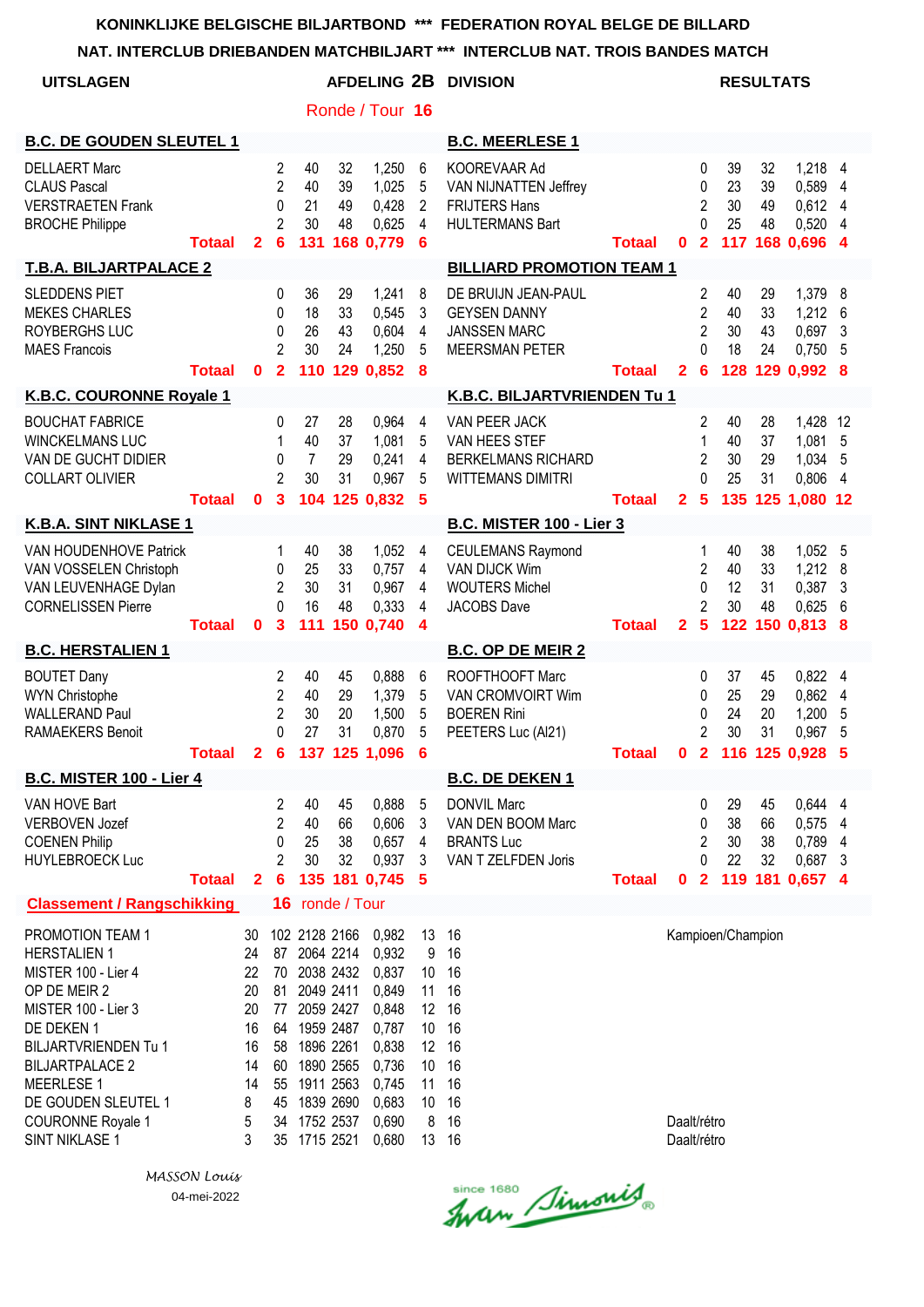**KONINKLIJKE BELGISCHE BILJARTBOND \*\*\* FEDERATION ROYAL BELGE DE BILLARD**

**NAT. INTERCLUB DRIEBANDEN MATCHBILJART \*\*\* INTERCLUB NAT. TROIS BANDES MATCH**

**UITSLAGEN** **AFDELING 2B DIVISION** **RESULTATS**

Ronde / Tour **16**

| B.C. DE GOUDEN SLEUTEL 1 | | | | | | | B.C. MEERLESE 1 | | | | | | |
|---|---|---|---|---|---|---|---|---|---|---|---|---|---|
| DELLAERT Marc | 2 | 40 | 32 | 1,250 | 6 | | KOOREVAAR Ad | 0 | 39 | 32 | 1,218 | 4 | |
| CLAUS Pascal | 2 | 40 | 39 | 1,025 | 5 | | VAN NIJNATTEN Jeffrey | 0 | 23 | 39 | 0,589 | 4 | |
| VERSTRAETEN Frank | 0 | 21 | 49 | 0,428 | 2 | | FRIJTERS Hans | 2 | 30 | 49 | 0,612 | 4 | |
| BROCHE Philippe | 2 | 30 | 48 | 0,625 | 4 | | HULTERMANS Bart | 0 | 25 | 48 | 0,520 | 4 | |
| **Totaal 2** | **6** | **131** | **168** | **0,779** | **6** | | **Totaal 0** | **2** | **117** | **168** | **0,696** | **4** | |

| T.B.A. BILJARTPALACE 2 | | | | | | BILLIARD PROMOTION TEAM 1 | | | | | |
|---|---|---|---|---|---|---|---|---|---|---|---|
| SLEDDENS PIET | 0 | 36 | 29 | 1,241 | 8 | DE BRUIJN JEAN-PAUL | 2 | 40 | 29 | 1,379 | 8 |
| MEKES CHARLES | 0 | 18 | 33 | 0,545 | 3 | GEYSEN DANNY | 2 | 40 | 33 | 1,212 | 6 |
| ROYBERGHS LUC | 0 | 26 | 43 | 0,604 | 4 | JANSSEN MARC | 2 | 30 | 43 | 0,697 | 3 |
| MAES Francois | 2 | 30 | 24 | 1,250 | 5 | MEERSMAN PETER | 0 | 18 | 24 | 0,750 | 5 |
| **Totaal 0** | **2** | **110** | **129** | **0,852** | **8** | **Totaal 2** | **6** | **128** | **129** | **0,992** | **8** |

| K.B.C. COURONNE Royale 1 | | | | | | K.B.C. BILJARTVRIENDEN Tu 1 | | | | | |
|---|---|---|---|---|---|---|---|---|---|---|---|
| BOUCHAT FABRICE | 0 | 27 | 28 | 0,964 | 4 | VAN PEER JACK | 2 | 40 | 28 | 1,428 | 12 |
| WINCKELMANS LUC | 1 | 40 | 37 | 1,081 | 5 | VAN HEES STEF | 1 | 40 | 37 | 1,081 | 5 |
| VAN DE GUCHT DIDIER | 0 | 7 | 29 | 0,241 | 4 | BERKELMANS RICHARD | 2 | 30 | 29 | 1,034 | 5 |
| COLLART OLIVIER | 2 | 30 | 31 | 0,967 | 5 | WITTEMANS DIMITRI | 0 | 25 | 31 | 0,806 | 4 |
| **Totaal 0** | **3** | **104** | **125** | **0,832** | **5** | **Totaal 2** | **5** | **135** | **125** | **1,080** | **12** |

| K.B.A. SINT NIKLASE 1 | | | | | | B.C. MISTER 100 - Lier 3 | | | | | |
|---|---|---|---|---|---|---|---|---|---|---|---|
| VAN HOUDENHOVE Patrick | 1 | 40 | 38 | 1,052 | 4 | CEULEMANS Raymond | 1 | 40 | 38 | 1,052 | 5 |
| VAN VOSSELEN Christoph | 0 | 25 | 33 | 0,757 | 4 | VAN DIJCK Wim | 2 | 40 | 33 | 1,212 | 8 |
| VAN LEUVENHAGE Dylan | 2 | 30 | 31 | 0,967 | 4 | WOUTERS Michel | 0 | 12 | 31 | 0,387 | 3 |
| CORNELISSEN Pierre | 0 | 16 | 48 | 0,333 | 4 | JACOBS Dave | 2 | 30 | 48 | 0,625 | 6 |
| **Totaal 0** | **3** | **111** | **150** | **0,740** | **4** | **Totaal 2** | **5** | **122** | **150** | **0,813** | **8** |

| B.C. HERSTALIEN 1 | | | | | | B.C. OP DE MEIR 2 | | | | | |
|---|---|---|---|---|---|---|---|---|---|---|---|
| BOUTET Dany | 2 | 40 | 45 | 0,888 | 6 | ROOFTHOOFT Marc | 0 | 37 | 45 | 0,822 | 4 |
| WYN Christophe | 2 | 40 | 29 | 1,379 | 5 | VAN CROMVOIRT Wim | 0 | 25 | 29 | 0,862 | 4 |
| WALLERAND Paul | 2 | 30 | 20 | 1,500 | 5 | BOEREN Rini | 0 | 24 | 20 | 1,200 | 5 |
| RAMAEKERS Benoit | 0 | 27 | 31 | 0,870 | 5 | PEETERS Luc (Al21) | 2 | 30 | 31 | 0,967 | 5 |
| **Totaal 2** | **6** | **137** | **125** | **1,096** | **6** | **Totaal 0** | **2** | **116** | **125** | **0,928** | **5** |

| B.C. MISTER 100 - Lier 4 | | | | | | B.C. DE DEKEN 1 | | | | | |
|---|---|---|---|---|---|---|---|---|---|---|---|
| VAN HOVE Bart | 2 | 40 | 45 | 0,888 | 5 | DONVIL Marc | 0 | 29 | 45 | 0,644 | 4 |
| VERBOVEN Jozef | 2 | 40 | 66 | 0,606 | 3 | VAN DEN BOOM Marc | 0 | 38 | 66 | 0,575 | 4 |
| COENEN Philip | 0 | 25 | 38 | 0,657 | 4 | BRANTS Luc | 2 | 30 | 38 | 0,789 | 4 |
| HUYLEBROECK Luc | 2 | 30 | 32 | 0,937 | 3 | VAN T ZELFDEN Joris | 0 | 22 | 32 | 0,687 | 3 |
| **Totaal 2** | **6** | **135** | **181** | **0,745** | **5** | **Totaal 0** | **2** | **119** | **181** | **0,657** | **4** |

**Classement / Rangschikking** **16** ronde / Tour

| | | | | | | | | |
|---|---|---|---|---|---|---|---|---|
| PROMOTION TEAM 1 | 30 | 102 | 2128 | 2166 | 0,982 | 13 | 16 | Kampioen/Champion |
| HERSTALIEN 1 | 24 | 87 | 2064 | 2214 | 0,932 | 9 | 16 | |
| MISTER 100 - Lier 4 | 22 | 70 | 2038 | 2432 | 0,837 | 10 | 16 | |
| OP DE MEIR 2 | 20 | 81 | 2049 | 2411 | 0,849 | 11 | 16 | |
| MISTER 100 - Lier 3 | 20 | 77 | 2059 | 2427 | 0,848 | 12 | 16 | |
| DE DEKEN 1 | 16 | 64 | 1959 | 2487 | 0,787 | 10 | 16 | |
| BILJARTVRIENDEN Tu 1 | 16 | 58 | 1896 | 2261 | 0,838 | 12 | 16 | |
| BILJARTPALACE 2 | 14 | 60 | 1890 | 2565 | 0,736 | 10 | 16 | |
| MEERLESE 1 | 14 | 55 | 1911 | 2563 | 0,745 | 11 | 16 | |
| DE GOUDEN SLEUTEL 1 | 8 | 45 | 1839 | 2690 | 0,683 | 10 | 16 | |
| COURONNE Royale 1 | 5 | 34 | 1752 | 2537 | 0,690 | 8 | 16 | Daalt/rétro |
| SINT NIKLASE 1 | 3 | 35 | 1715 | 2521 | 0,680 | 13 | 16 | Daalt/rétro |

*MASSON Louis*

04-mei-2022

since 1680 Iwan Simonis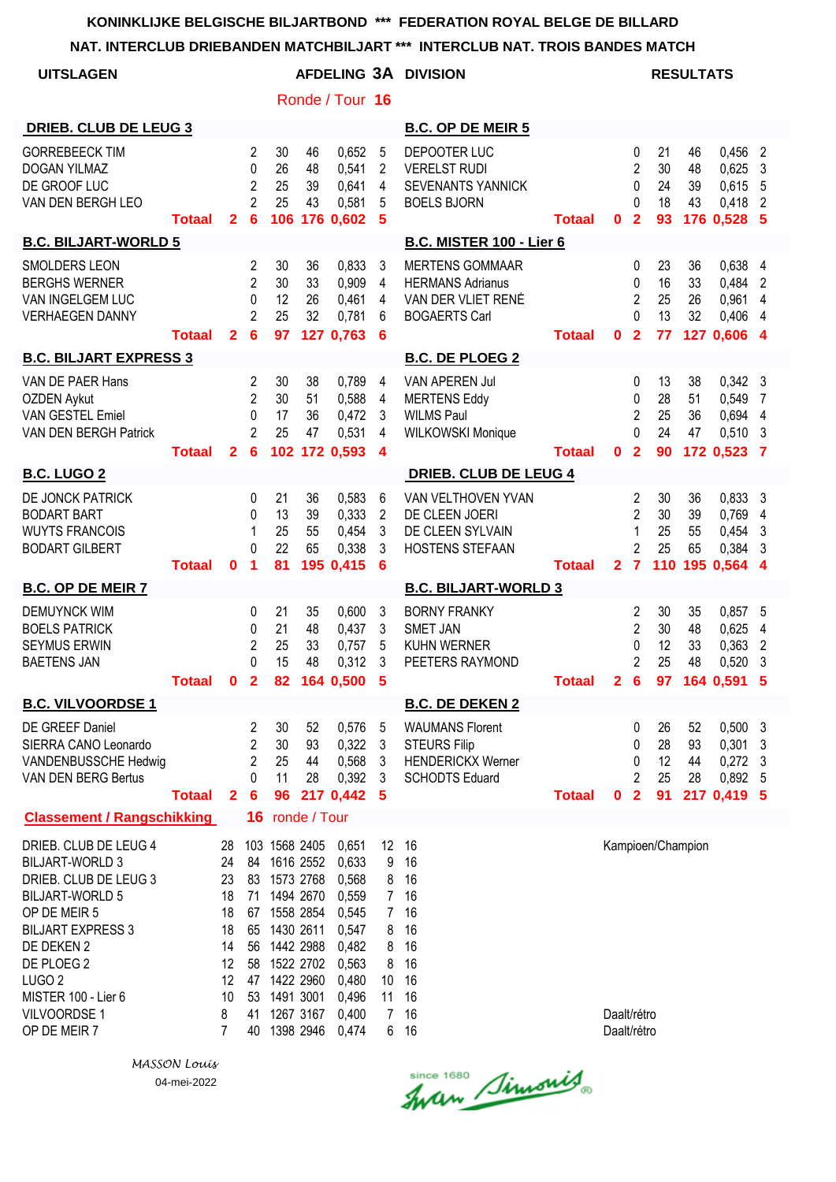KONINKLIJKE BELGISCHE BILJARTBOND *** FEDERATION ROYAL BELGE DE BILLARD

NAT. INTERCLUB DRIEBANDEN MATCHBILJART *** INTERCLUB NAT. TROIS BANDES MATCH

**UITSLAGEN** — **AFDELING 3A DIVISION** — **RESULTATS**

Ronde / Tour **16**

| DRIEB. CLUB DE LEUG 3 | | | | | | | B.C. OP DE MEIR 5 | | | | | | |
|---|---|---|---|---|---|---|---|---|---|---|---|---|---|
| GORREBEECK TIM | | 2 | 30 | 46 | 0,652 | 5 | DEPOOTER LUC | | 0 | 21 | 46 | 0,456 | 2 |
| DOGAN YILMAZ | | 0 | 26 | 48 | 0,541 | 2 | VERELST RUDI | | 2 | 30 | 48 | 0,625 | 3 |
| DE GROOF LUC | | 2 | 25 | 39 | 0,641 | 4 | SEVENANTS YANNICK | | 0 | 24 | 39 | 0,615 | 5 |
| VAN DEN BERGH LEO | | 2 | 25 | 43 | 0,581 | 5 | BOELS BJORN | | 0 | 18 | 43 | 0,418 | 2 |
| **Totaal** | **2** | **6** | **106** | **176** | **0,602** | **5** | **Totaal** | **0** | **2** | **93** | **176** | **0,528** | **5** |

| B.C. BILJART-WORLD 5 | | | | | | | B.C. MISTER 100 - Lier 6 | | | | | | |
|---|---|---|---|---|---|---|---|---|---|---|---|---|---|
| SMOLDERS LEON | | 2 | 30 | 36 | 0,833 | 3 | MERTENS GOMMAAR | | 0 | 23 | 36 | 0,638 | 4 |
| BERGHS WERNER | | 2 | 30 | 33 | 0,909 | 4 | HERMANS Adrianus | | 0 | 16 | 33 | 0,484 | 2 |
| VAN INGELGEM LUC | | 0 | 12 | 26 | 0,461 | 4 | VAN DER VLIET RENÉ | | 2 | 25 | 26 | 0,961 | 4 |
| VERHAEGEN DANNY | | 2 | 25 | 32 | 0,781 | 6 | BOGAERTS Carl | | 0 | 13 | 32 | 0,406 | 4 |
| **Totaal** | **2** | **6** | **97** | **127** | **0,763** | **6** | **Totaal** | **0** | **2** | **77** | **127** | **0,606** | **4** |

| B.C. BILJART EXPRESS 3 | | | | | | | B.C. DE PLOEG 2 | | | | | | |
|---|---|---|---|---|---|---|---|---|---|---|---|---|---|
| VAN DE PAER Hans | | 2 | 30 | 38 | 0,789 | 4 | VAN APEREN Jul | | 0 | 13 | 38 | 0,342 | 3 |
| OZDEN Aykut | | 2 | 30 | 51 | 0,588 | 4 | MERTENS Eddy | | 0 | 28 | 51 | 0,549 | 7 |
| VAN GESTEL Emiel | | 0 | 17 | 36 | 0,472 | 3 | WILMS Paul | | 2 | 25 | 36 | 0,694 | 4 |
| VAN DEN BERGH Patrick | | 2 | 25 | 47 | 0,531 | 4 | WILKOWSKI Monique | | 0 | 24 | 47 | 0,510 | 3 |
| **Totaal** | **2** | **6** | **102** | **172** | **0,593** | **4** | **Totaal** | **0** | **2** | **90** | **172** | **0,523** | **7** |

| B.C. LUGO 2 | | | | | | | DRIEB. CLUB DE LEUG 4 | | | | | | |
|---|---|---|---|---|---|---|---|---|---|---|---|---|---|
| DE JONCK PATRICK | | 0 | 21 | 36 | 0,583 | 6 | VAN VELTHOVEN YVAN | | 2 | 30 | 36 | 0,833 | 3 |
| BODART BART | | 0 | 13 | 39 | 0,333 | 2 | DE CLEEN JOERI | | 2 | 30 | 39 | 0,769 | 4 |
| WUYTS FRANCOIS | | 1 | 25 | 55 | 0,454 | 3 | DE CLEEN SYLVAIN | | 1 | 25 | 55 | 0,454 | 3 |
| BODART GILBERT | | 0 | 22 | 65 | 0,338 | 3 | HOSTENS STEFAAN | | 2 | 25 | 65 | 0,384 | 3 |
| **Totaal** | **0** | **1** | **81** | **195** | **0,415** | **6** | **Totaal** | **2** | **7** | **110** | **195** | **0,564** | **4** |

| B.C. OP DE MEIR 7 | | | | | | | B.C. BILJART-WORLD 3 | | | | | | |
|---|---|---|---|---|---|---|---|---|---|---|---|---|---|
| DEMUYNCK WIM | | 0 | 21 | 35 | 0,600 | 3 | BORNY FRANKY | | 2 | 30 | 35 | 0,857 | 5 |
| BOELS PATRICK | | 0 | 21 | 48 | 0,437 | 3 | SMET JAN | | 2 | 30 | 48 | 0,625 | 4 |
| SEYMUS ERWIN | | 2 | 25 | 33 | 0,757 | 5 | KUHN WERNER | | 0 | 12 | 33 | 0,363 | 2 |
| BAETENS JAN | | 0 | 15 | 48 | 0,312 | 3 | PEETERS RAYMOND | | 2 | 25 | 48 | 0,520 | 3 |
| **Totaal** | **0** | **2** | **82** | **164** | **0,500** | **5** | **Totaal** | **2** | **6** | **97** | **164** | **0,591** | **5** |

| B.C. VILVOORDSE 1 | | | | | | | B.C. DE DEKEN 2 | | | | | | |
|---|---|---|---|---|---|---|---|---|---|---|---|---|---|
| DE GREEF Daniel | | 2 | 30 | 52 | 0,576 | 5 | WAUMANS Florent | | 0 | 26 | 52 | 0,500 | 3 |
| SIERRA CANO Leonardo | | 2 | 30 | 93 | 0,322 | 3 | STEURS Filip | | 0 | 28 | 93 | 0,301 | 3 |
| VANDENBUSSCHE Hedwig | | 2 | 25 | 44 | 0,568 | 3 | HENDERICKX Werner | | 0 | 12 | 44 | 0,272 | 3 |
| VAN DEN BERG Bertus | | 0 | 11 | 28 | 0,392 | 3 | SCHODTS Eduard | | 2 | 25 | 28 | 0,892 | 5 |
| **Totaal** | **2** | **6** | **96** | **217** | **0,442** | **5** | **Totaal** | **0** | **2** | **91** | **217** | **0,419** | **5** |

**Classement / Rangschikking** — **16** ronde / Tour

| Club | | | | | | | | |
|---|---|---|---|---|---|---|---|---|
| DRIEB. CLUB DE LEUG 4 | 28 | 103 | 1568 | 2405 | 0,651 | 12 | 16 | Kampioen/Champion |
| BILJART-WORLD 3 | 24 | 84 | 1616 | 2552 | 0,633 | 9 | 16 | |
| DRIEB. CLUB DE LEUG 3 | 23 | 83 | 1573 | 2768 | 0,568 | 8 | 16 | |
| BILJART-WORLD 5 | 18 | 71 | 1494 | 2670 | 0,559 | 7 | 16 | |
| OP DE MEIR 5 | 18 | 67 | 1558 | 2854 | 0,545 | 7 | 16 | |
| BILJART EXPRESS 3 | 18 | 65 | 1430 | 2611 | 0,547 | 8 | 16 | |
| DE DEKEN 2 | 14 | 56 | 1442 | 2988 | 0,482 | 8 | 16 | |
| DE PLOEG 2 | 12 | 58 | 1522 | 2702 | 0,563 | 8 | 16 | |
| LUGO 2 | 12 | 47 | 1422 | 2960 | 0,480 | 10 | 16 | |
| MISTER 100 - Lier 6 | 10 | 53 | 1491 | 3001 | 0,496 | 11 | 16 | |
| VILVOORDSE 1 | 8 | 41 | 1267 | 3167 | 0,400 | 7 | 16 | Daalt/rétro |
| OP DE MEIR 7 | 7 | 40 | 1398 | 2946 | 0,474 | 6 | 16 | Daalt/rétro |

*MASSON Louis*

04-mei-2022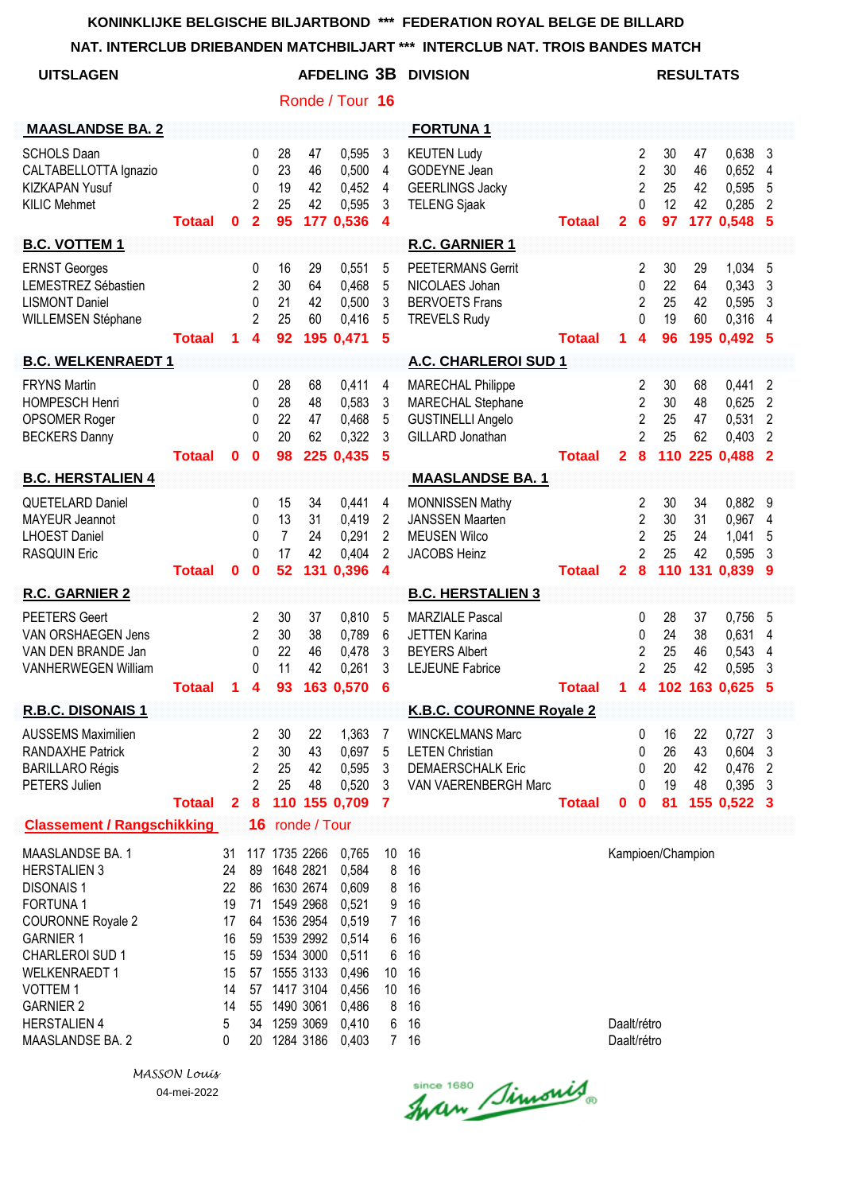**KONINKLIJKE BELGISCHE BILJARTBOND \*\*\* FEDERATION ROYAL BELGE DE BILLARD**

**NAT. INTERCLUB DRIEBANDEN MATCHBILJART \*\*\* INTERCLUB NAT. TROIS BANDES MATCH**

**UITSLAGEN** — **AFDELING 3B DIVISION** — **RESULTATS**

Ronde / Tour **16**

| Speler | | | Pt | Car | Inn | Gem | HR | Speler | | | Pt | Car | Inn | Gem | HR |
|---|---|---|---|---|---|---|---|---|---|---|---|---|---|---|---|
| **MAASLANDSE BA. 2** | | | | | | | | **FORTUNA 1** | | | | | | | |
| SCHOLS Daan | | | 0 | 28 | 47 | 0,595 | 3 | KEUTEN Ludy | | | 2 | 30 | 47 | 0,638 | 3 |
| CALTABELLOTTA Ignazio | | | 0 | 23 | 46 | 0,500 | 4 | GODEYNE Jean | | | 2 | 30 | 46 | 0,652 | 4 |
| KIZKAPAN Yusuf | | | 0 | 19 | 42 | 0,452 | 4 | GEERLINGS Jacky | | | 2 | 25 | 42 | 0,595 | 5 |
| KILIC Mehmet | | | 2 | 25 | 42 | 0,595 | 3 | TELENG Sjaak | | | 0 | 12 | 42 | 0,285 | 2 |
| | **Totaal** | **0** | **2** | **95** | **177** | **0,536** | **4** | | **Totaal** | **2** | **6** | **97** | **177** | **0,548** | **5** |
| **B.C. VOTTEM 1** | | | | | | | | **R.C. GARNIER 1** | | | | | | | |
| ERNST Georges | | | 0 | 16 | 29 | 0,551 | 5 | PEETERMANS Gerrit | | | 2 | 30 | 29 | 1,034 | 5 |
| LEMESTREZ Sébastien | | | 2 | 30 | 64 | 0,468 | 5 | NICOLAES Johan | | | 0 | 22 | 64 | 0,343 | 3 |
| LISMONT Daniel | | | 0 | 21 | 42 | 0,500 | 3 | BERVOETS Frans | | | 2 | 25 | 42 | 0,595 | 3 |
| WILLEMSEN Stéphane | | | 2 | 25 | 60 | 0,416 | 5 | TREVELS Rudy | | | 0 | 19 | 60 | 0,316 | 4 |
| | **Totaal** | **1** | **4** | **92** | **195** | **0,471** | **5** | | **Totaal** | **1** | **4** | **96** | **195** | **0,492** | **5** |
| **B.C. WELKENRAEDT 1** | | | | | | | | **A.C. CHARLEROI SUD 1** | | | | | | | |
| FRYNS Martin | | | 0 | 28 | 68 | 0,411 | 4 | MARECHAL Philippe | | | 2 | 30 | 68 | 0,441 | 2 |
| HOMPESCH Henri | | | 0 | 28 | 48 | 0,583 | 3 | MARECHAL Stephane | | | 2 | 30 | 48 | 0,625 | 2 |
| OPSOMER Roger | | | 0 | 22 | 47 | 0,468 | 5 | GUSTINELLI Angelo | | | 2 | 25 | 47 | 0,531 | 2 |
| BECKERS Danny | | | 0 | 20 | 62 | 0,322 | 3 | GILLARD Jonathan | | | 2 | 25 | 62 | 0,403 | 2 |
| | **Totaal** | **0** | **0** | **98** | **225** | **0,435** | **5** | | **Totaal** | **2** | **8** | **110** | **225** | **0,488** | **2** |
| **B.C. HERSTALIEN 4** | | | | | | | | **MAASLANDSE BA. 1** | | | | | | | |
| QUETELARD Daniel | | | 0 | 15 | 34 | 0,441 | 4 | MONNISSEN Mathy | | | 2 | 30 | 34 | 0,882 | 9 |
| MAYEUR Jeannot | | | 0 | 13 | 31 | 0,419 | 2 | JANSSEN Maarten | | | 2 | 30 | 31 | 0,967 | 4 |
| LHOEST Daniel | | | 0 | 7 | 24 | 0,291 | 2 | MEUSEN Wilco | | | 2 | 25 | 24 | 1,041 | 5 |
| RASQUIN Eric | | | 0 | 17 | 42 | 0,404 | 2 | JACOBS Heinz | | | 2 | 25 | 42 | 0,595 | 3 |
| | **Totaal** | **0** | **0** | **52** | **131** | **0,396** | **4** | | **Totaal** | **2** | **8** | **110** | **131** | **0,839** | **9** |
| **R.C. GARNIER 2** | | | | | | | | **B.C. HERSTALIEN 3** | | | | | | | |
| PEETERS Geert | | | 2 | 30 | 37 | 0,810 | 5 | MARZIALE Pascal | | | 0 | 28 | 37 | 0,756 | 5 |
| VAN ORSHAEGEN Jens | | | 2 | 30 | 38 | 0,789 | 6 | JETTEN Karina | | | 0 | 24 | 38 | 0,631 | 4 |
| VAN DEN BRANDE Jan | | | 0 | 22 | 46 | 0,478 | 3 | BEYERS Albert | | | 2 | 25 | 46 | 0,543 | 4 |
| VANHERWEGEN William | | | 0 | 11 | 42 | 0,261 | 3 | LEJEUNE Fabrice | | | 2 | 25 | 42 | 0,595 | 3 |
| | **Totaal** | **1** | **4** | **93** | **163** | **0,570** | **6** | | **Totaal** | **1** | **4** | **102** | **163** | **0,625** | **5** |
| **R.B.C. DISONAIS 1** | | | | | | | | **K.B.C. COURONNE Royale 2** | | | | | | | |
| AUSSEMS Maximilien | | | 2 | 30 | 22 | 1,363 | 7 | WINCKELMANS Marc | | | 0 | 16 | 22 | 0,727 | 3 |
| RANDAXHE Patrick | | | 2 | 30 | 43 | 0,697 | 5 | LETEN Christian | | | 0 | 26 | 43 | 0,604 | 3 |
| BARILLARO Régis | | | 2 | 25 | 42 | 0,595 | 3 | DEMAERSCHALK Eric | | | 0 | 20 | 42 | 0,476 | 2 |
| PETERS Julien | | | 2 | 25 | 48 | 0,520 | 3 | VAN VAERENBERGH Marc | | | 0 | 19 | 48 | 0,395 | 3 |
| | **Totaal** | **2** | **8** | **110** | **155** | **0,709** | **7** | | **Totaal** | **0** | **0** | **81** | **155** | **0,522** | **3** |

**Classement / Rangschikking** **16** ronde / Tour

| Ploeg | | | | | | | | |
|---|---|---|---|---|---|---|---|---|
| MAASLANDSE BA. 1 | 31 | 117 | 1735 | 2266 | 0,765 | 10 | 16 | Kampioen/Champion |
| HERSTALIEN 3 | 24 | 89 | 1648 | 2821 | 0,584 | 8 | 16 | |
| DISONAIS 1 | 22 | 86 | 1630 | 2674 | 0,609 | 8 | 16 | |
| FORTUNA 1 | 19 | 71 | 1549 | 2968 | 0,521 | 9 | 16 | |
| COURONNE Royale 2 | 17 | 64 | 1536 | 2954 | 0,519 | 7 | 16 | |
| GARNIER 1 | 16 | 59 | 1539 | 2992 | 0,514 | 6 | 16 | |
| CHARLEROI SUD 1 | 15 | 59 | 1534 | 3000 | 0,511 | 6 | 16 | |
| WELKENRAEDT 1 | 15 | 57 | 1555 | 3133 | 0,496 | 10 | 16 | |
| VOTTEM 1 | 14 | 57 | 1417 | 3104 | 0,456 | 10 | 16 | |
| GARNIER 2 | 14 | 55 | 1490 | 3061 | 0,486 | 8 | 16 | |
| HERSTALIEN 4 | 5 | 34 | 1259 | 3069 | 0,410 | 6 | 16 | Daalt/rétro |
| MAASLANDSE BA. 2 | 0 | 20 | 1284 | 3186 | 0,403 | 7 | 16 | Daalt/rétro |

*MASSON Louis*

04-mei-2022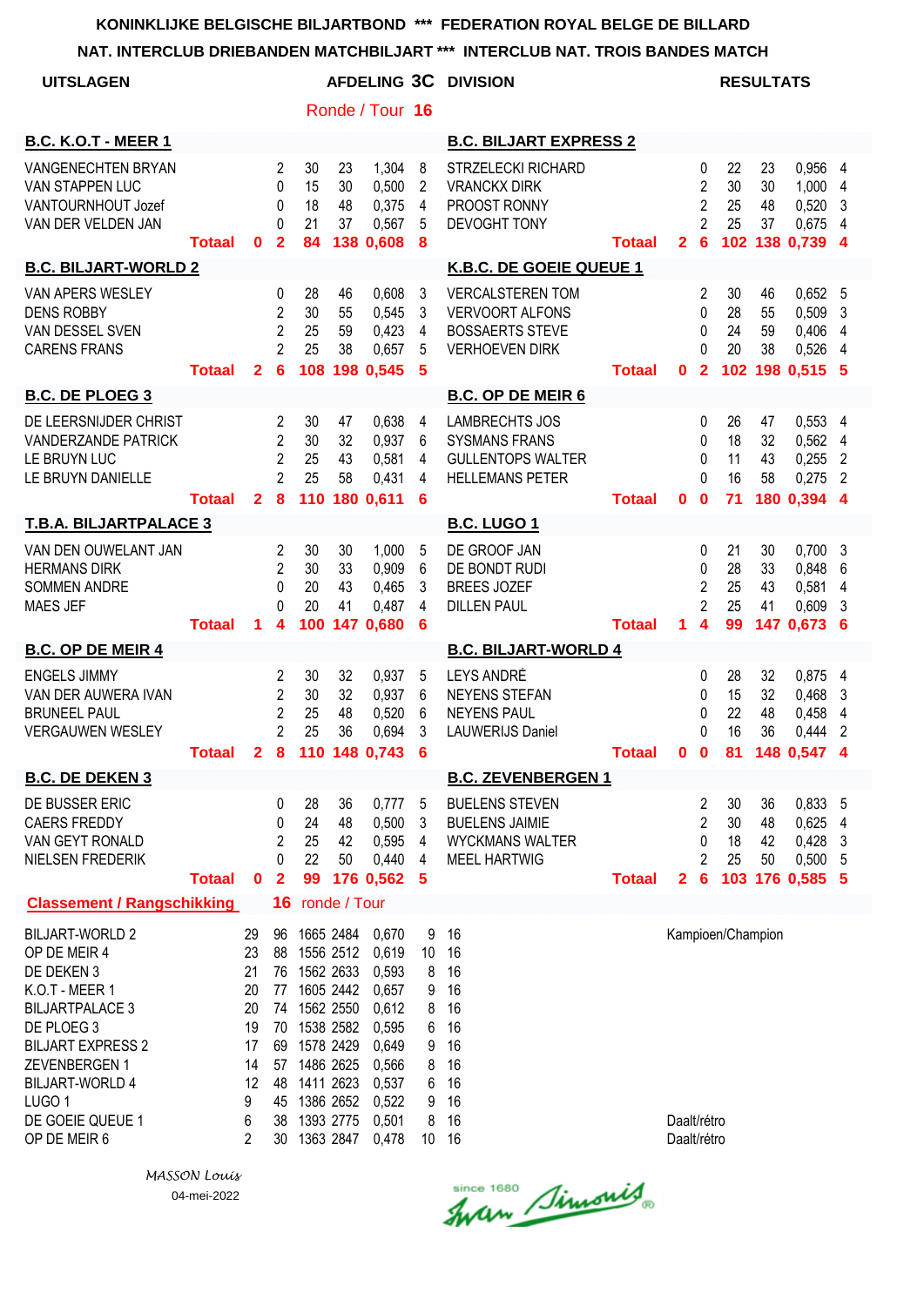**KONINKLIJKE BELGISCHE BILJARTBOND \*\*\* FEDERATION ROYAL BELGE DE BILLARD**

**NAT. INTERCLUB DRIEBANDEN MATCHBILJART \*\*\* INTERCLUB NAT. TROIS BANDES MATCH**

**UITSLAGEN** — **AFDELING 3C DIVISION** — **RESULTATS**

**Ronde / Tour 16**

| B.C. K.O.T - MEER 1 | | | | | | | B.C. BILJART EXPRESS 2 | | | | | | |
|---|---|---|---|---|---|---|---|---|---|---|---|---|---|
| VANGENECHTEN BRYAN | | 2 | 30 | 23 | 1,304 | 8 | STRZELECKI RICHARD | | 0 | 22 | 23 | 0,956 | 4 |
| VAN STAPPEN LUC | | 0 | 15 | 30 | 0,500 | 2 | VRANCKX DIRK | | 2 | 30 | 30 | 1,000 | 4 |
| VANTOURNHOUT Jozef | | 0 | 18 | 48 | 0,375 | 4 | PROOST RONNY | | 2 | 25 | 48 | 0,520 | 3 |
| VAN DER VELDEN JAN | | 0 | 21 | 37 | 0,567 | 5 | DEVOGHT TONY | | 2 | 25 | 37 | 0,675 | 4 |
| **Totaal** | **0** | **2** | **84** | **138** | **0,608** | **8** | **Totaal** | **2** | **6** | **102** | **138** | **0,739** | **4** |

| B.C. BILJART-WORLD 2 | | | | | | | K.B.C. DE GOEIE QUEUE 1 | | | | | | |
|---|---|---|---|---|---|---|---|---|---|---|---|---|---|
| VAN APERS WESLEY | | 0 | 28 | 46 | 0,608 | 3 | VERCALSTEREN TOM | | 2 | 30 | 46 | 0,652 | 5 |
| DENS ROBBY | | 2 | 30 | 55 | 0,545 | 3 | VERVOORT ALFONS | | 0 | 28 | 55 | 0,509 | 3 |
| VAN DESSEL SVEN | | 2 | 25 | 59 | 0,423 | 4 | BOSSAERTS STEVE | | 0 | 24 | 59 | 0,406 | 4 |
| CARENS FRANS | | 2 | 25 | 38 | 0,657 | 5 | VERHOEVEN DIRK | | 0 | 20 | 38 | 0,526 | 4 |
| **Totaal** | **2** | **6** | **108** | **198** | **0,545** | **5** | **Totaal** | **0** | **2** | **102** | **198** | **0,515** | **5** |

| B.C. DE PLOEG 3 | | | | | | | B.C. OP DE MEIR 6 | | | | | | |
|---|---|---|---|---|---|---|---|---|---|---|---|---|---|
| DE LEERSNIJDER CHRIST | | 2 | 30 | 47 | 0,638 | 4 | LAMBRECHTS JOS | | 0 | 26 | 47 | 0,553 | 4 |
| VANDERZANDE PATRICK | | 2 | 30 | 32 | 0,937 | 6 | SYSMANS FRANS | | 0 | 18 | 32 | 0,562 | 4 |
| LE BRUYN LUC | | 2 | 25 | 43 | 0,581 | 4 | GULLENTOPS WALTER | | 0 | 11 | 43 | 0,255 | 2 |
| LE BRUYN DANIELLE | | 2 | 25 | 58 | 0,431 | 4 | HELLEMANS PETER | | 0 | 16 | 58 | 0,275 | 2 |
| **Totaal** | **2** | **8** | **110** | **180** | **0,611** | **6** | **Totaal** | **0** | **0** | **71** | **180** | **0,394** | **4** |

| T.B.A. BILJARTPALACE 3 | | | | | | | B.C. LUGO 1 | | | | | | |
|---|---|---|---|---|---|---|---|---|---|---|---|---|---|
| VAN DEN OUWELANT JAN | | 2 | 30 | 30 | 1,000 | 5 | DE GROOF JAN | | 0 | 21 | 30 | 0,700 | 3 |
| HERMANS DIRK | | 2 | 30 | 33 | 0,909 | 6 | DE BONDT RUDI | | 0 | 28 | 33 | 0,848 | 6 |
| SOMMEN ANDRE | | 0 | 20 | 43 | 0,465 | 3 | BREES JOZEF | | 2 | 25 | 43 | 0,581 | 4 |
| MAES JEF | | 0 | 20 | 41 | 0,487 | 4 | DILLEN PAUL | | 2 | 25 | 41 | 0,609 | 3 |
| **Totaal** | **1** | **4** | **100** | **147** | **0,680** | **6** | **Totaal** | **1** | **4** | **99** | **147** | **0,673** | **6** |

| B.C. OP DE MEIR 4 | | | | | | | B.C. BILJART-WORLD 4 | | | | | | |
|---|---|---|---|---|---|---|---|---|---|---|---|---|---|
| ENGELS JIMMY | | 2 | 30 | 32 | 0,937 | 5 | LEYS ANDRÉ | | 0 | 28 | 32 | 0,875 | 4 |
| VAN DER AUWERA IVAN | | 2 | 30 | 32 | 0,937 | 6 | NEYENS STEFAN | | 0 | 15 | 32 | 0,468 | 3 |
| BRUNEEL PAUL | | 2 | 25 | 48 | 0,520 | 6 | NEYENS PAUL | | 0 | 22 | 48 | 0,458 | 4 |
| VERGAUWEN WESLEY | | 2 | 25 | 36 | 0,694 | 3 | LAUWERIJS Daniel | | 0 | 16 | 36 | 0,444 | 2 |
| **Totaal** | **2** | **8** | **110** | **148** | **0,743** | **6** | **Totaal** | **0** | **0** | **81** | **148** | **0,547** | **4** |

| B.C. DE DEKEN 3 | | | | | | | B.C. ZEVENBERGEN 1 | | | | | | |
|---|---|---|---|---|---|---|---|---|---|---|---|---|---|
| DE BUSSER ERIC | | 0 | 28 | 36 | 0,777 | 5 | BUELENS STEVEN | | 2 | 30 | 36 | 0,833 | 5 |
| CAERS FREDDY | | 0 | 24 | 48 | 0,500 | 3 | BUELENS JAIMIE | | 2 | 30 | 48 | 0,625 | 4 |
| VAN GEYT RONALD | | 2 | 25 | 42 | 0,595 | 4 | WYCKMANS WALTER | | 0 | 18 | 42 | 0,428 | 3 |
| NIELSEN FREDERIK | | 0 | 22 | 50 | 0,440 | 4 | MEEL HARTWIG | | 2 | 25 | 50 | 0,500 | 5 |
| **Totaal** | **0** | **2** | **99** | **176** | **0,562** | **5** | **Totaal** | **2** | **6** | **103** | **176** | **0,585** | **5** |

**Classement / Rangschikking** — **16** ronde / Tour

| | | | | | | | | |
|---|---|---|---|---|---|---|---|---|
| BILJART-WORLD 2 | 29 | 96 | 1665 | 2484 | 0,670 | 9 | 16 | Kampioen/Champion |
| OP DE MEIR 4 | 23 | 88 | 1556 | 2512 | 0,619 | 10 | 16 | |
| DE DEKEN 3 | 21 | 76 | 1562 | 2633 | 0,593 | 8 | 16 | |
| K.O.T - MEER 1 | 20 | 77 | 1605 | 2442 | 0,657 | 9 | 16 | |
| BILJARTPALACE 3 | 20 | 74 | 1562 | 2550 | 0,612 | 8 | 16 | |
| DE PLOEG 3 | 19 | 70 | 1538 | 2582 | 0,595 | 6 | 16 | |
| BILJART EXPRESS 2 | 17 | 69 | 1578 | 2429 | 0,649 | 9 | 16 | |
| ZEVENBERGEN 1 | 14 | 57 | 1486 | 2625 | 0,566 | 8 | 16 | |
| BILJART-WORLD 4 | 12 | 48 | 1411 | 2623 | 0,537 | 6 | 16 | |
| LUGO 1 | 9 | 45 | 1386 | 2652 | 0,522 | 9 | 16 | |
| DE GOEIE QUEUE 1 | 6 | 38 | 1393 | 2775 | 0,501 | 8 | 16 | Daalt/rétro |
| OP DE MEIR 6 | 2 | 30 | 1363 | 2847 | 0,478 | 10 | 16 | Daalt/rétro |

*MASSON Louis*

04-mei-2022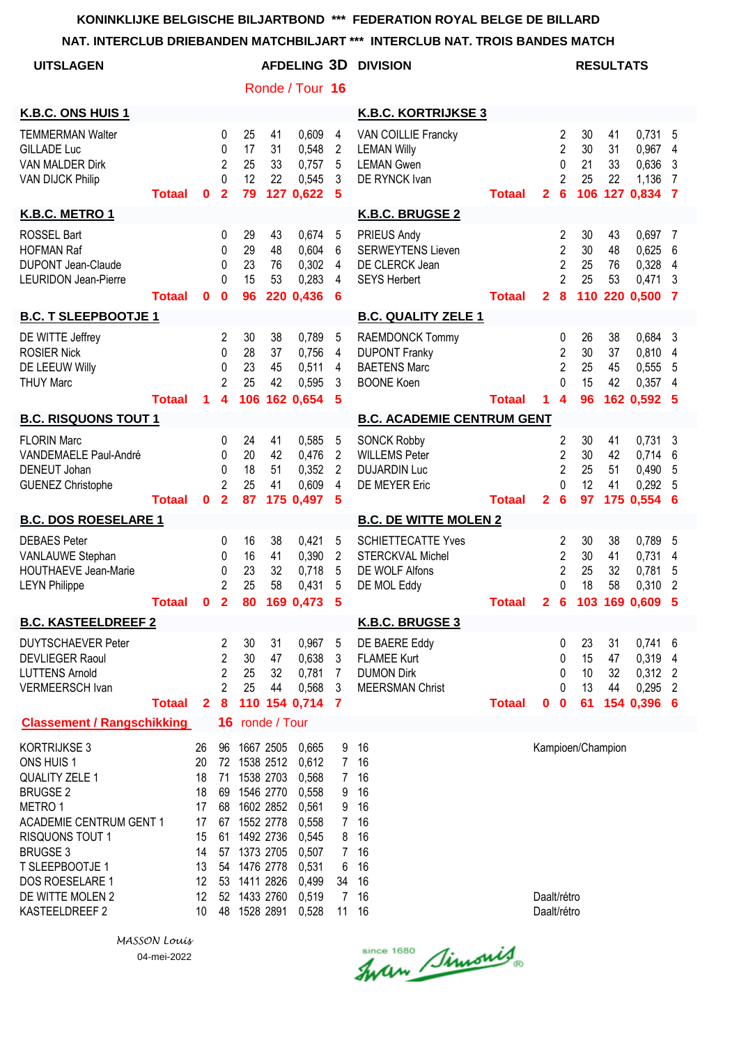# KONINKLIJKE BELGISCHE BILJARTBOND *** FEDERATION ROYAL BELGE DE BILLARD

## NAT. INTERCLUB DRIEBANDEN MATCHBILJART *** INTERCLUB NAT. TROIS BANDES MATCH

**UITSLAGEN** — **AFDELING 3D DIVISION** — **RESULTATS**

Ronde / Tour **16**

| K.B.C. ONS HUIS 1 | | | | | | | K.B.C. KORTRIJKSE 3 | | | | | | |
|---|---|---|---|---|---|---|---|---|---|---|---|---|---|
| TEMMERMAN Walter | | 0 | 25 | 41 | 0,609 | 4 | VAN COILLIE Francky | | 2 | 30 | 41 | 0,731 | 5 |
| GILLADE Luc | | 0 | 17 | 31 | 0,548 | 2 | LEMAN Willy | | 2 | 30 | 31 | 0,967 | 4 |
| VAN MALDER Dirk | | 2 | 25 | 33 | 0,757 | 5 | LEMAN Gwen | | 0 | 21 | 33 | 0,636 | 3 |
| VAN DIJCK Philip | | 0 | 12 | 22 | 0,545 | 3 | DE RYNCK Ivan | | 2 | 25 | 22 | 1,136 | 7 |
| **Totaal** | **0** | **2** | **79** | **127** | **0,622** | **5** | **Totaal** | **2** | **6** | **106** | **127** | **0,834** | **7** |
| **K.B.C. METRO 1** | | | | | | | **K.B.C. BRUGGE 2** | | | | | | |
| ROSSEL Bart | | 0 | 29 | 43 | 0,674 | 5 | PRIEUS Andy | | 2 | 30 | 43 | 0,697 | 7 |
| HOFMAN Raf | | 0 | 29 | 48 | 0,604 | 6 | SERWEYTENS Lieven | | 2 | 30 | 48 | 0,625 | 6 |
| DUPONT Jean-Claude | | 0 | 23 | 76 | 0,302 | 4 | DE CLERCK Jean | | 2 | 25 | 76 | 0,328 | 4 |
| LEURIDON Jean-Pierre | | 0 | 15 | 53 | 0,283 | 4 | SEYS Herbert | | 2 | 25 | 53 | 0,471 | 3 |
| **Totaal** | **0** | **0** | **96** | **220** | **0,436** | **6** | **Totaal** | **2** | **8** | **110** | **220** | **0,500** | **7** |
| **B.C. T SLEEPBOOTJE 1** | | | | | | | **B.C. QUALITY ZELE 1** | | | | | | |
| DE WITTE Jeffrey | | 2 | 30 | 38 | 0,789 | 5 | RAEMDONCK Tommy | | 0 | 26 | 38 | 0,684 | 3 |
| ROSIER Nick | | 0 | 28 | 37 | 0,756 | 4 | DUPONT Franky | | 2 | 30 | 37 | 0,810 | 4 |
| DE LEEUW Willy | | 0 | 23 | 45 | 0,511 | 4 | BAETENS Marc | | 2 | 25 | 45 | 0,555 | 5 |
| THUY Marc | | 2 | 25 | 42 | 0,595 | 3 | BOONE Koen | | 0 | 15 | 42 | 0,357 | 4 |
| **Totaal** | **1** | **4** | **106** | **162** | **0,654** | **5** | **Totaal** | **1** | **4** | **96** | **162** | **0,592** | **5** |
| **B.C. RISQUONS TOUT 1** | | | | | | | **B.C. ACADEMIE CENTRUM GENT** | | | | | | |
| FLORIN Marc | | 0 | 24 | 41 | 0,585 | 5 | SONCK Robby | | 2 | 30 | 41 | 0,731 | 3 |
| VANDEMAELE Paul-André | | 0 | 20 | 42 | 0,476 | 2 | WILLEMS Peter | | 2 | 30 | 42 | 0,714 | 6 |
| DENEUT Johan | | 0 | 18 | 51 | 0,352 | 2 | DUJARDIN Luc | | 2 | 25 | 51 | 0,490 | 5 |
| GUENEZ Christophe | | 2 | 25 | 41 | 0,609 | 4 | DE MEYER Eric | | 0 | 12 | 41 | 0,292 | 5 |
| **Totaal** | **0** | **2** | **87** | **175** | **0,497** | **5** | **Totaal** | **2** | **6** | **97** | **175** | **0,554** | **6** |
| **B.C. DOS ROESELARE 1** | | | | | | | **B.C. DE WITTE MOLEN 2** | | | | | | |
| DEBAES Peter | | 0 | 16 | 38 | 0,421 | 5 | SCHIETTECATTE Yves | | 2 | 30 | 38 | 0,789 | 5 |
| VANLAUWE Stephan | | 0 | 16 | 41 | 0,390 | 2 | STERCKVAL Michel | | 2 | 30 | 41 | 0,731 | 4 |
| HOUTHAEVE Jean-Marie | | 0 | 23 | 32 | 0,718 | 5 | DE WOLF Alfons | | 2 | 25 | 32 | 0,781 | 5 |
| LEYN Philippe | | 2 | 25 | 58 | 0,431 | 5 | DE MOL Eddy | | 0 | 18 | 58 | 0,310 | 2 |
| **Totaal** | **0** | **2** | **80** | **169** | **0,473** | **5** | **Totaal** | **2** | **6** | **103** | **169** | **0,609** | **5** |
| **B.C. KASTEELDREEF 2** | | | | | | | **K.B.C. BRUGGE 3** | | | | | | |
| DUYTSCHAEVER Peter | | 2 | 30 | 31 | 0,967 | 5 | DE BAERE Eddy | | 0 | 23 | 31 | 0,741 | 6 |
| DEVLIEGER Raoul | | 2 | 30 | 47 | 0,638 | 3 | FLAMEE Kurt | | 0 | 15 | 47 | 0,319 | 4 |
| LUTTENS Arnold | | 2 | 25 | 32 | 0,781 | 7 | DUMON Dirk | | 0 | 10 | 32 | 0,312 | 2 |
| VERMEERSCH Ivan | | 2 | 25 | 44 | 0,568 | 3 | MEERSMAN Christ | | 0 | 13 | 44 | 0,295 | 2 |
| **Totaal** | **2** | **8** | **110** | **154** | **0,714** | **7** | **Totaal** | **0** | **0** | **61** | **154** | **0,396** | **6** |

**Classement / Rangschikking** — **16** ronde / Tour

| | | | | | | | | |
|---|---|---|---|---|---|---|---|---|
| KORTRIJKSE 3 | 26 | 96 | 1667 | 2505 | 0,665 | 9 | 16 | Kampioen/Champion |
| ONS HUIS 1 | 20 | 72 | 1538 | 2512 | 0,612 | 7 | 16 | |
| QUALITY ZELE 1 | 18 | 71 | 1538 | 2703 | 0,568 | 7 | 16 | |
| BRUGGE 2 | 18 | 69 | 1546 | 2770 | 0,558 | 9 | 16 | |
| METRO 1 | 17 | 68 | 1602 | 2852 | 0,561 | 9 | 16 | |
| ACADEMIE CENTRUM GENT 1 | 17 | 67 | 1552 | 2778 | 0,558 | 7 | 16 | |
| RISQUONS TOUT 1 | 15 | 61 | 1492 | 2736 | 0,545 | 8 | 16 | |
| BRUGSE 3 | 14 | 57 | 1373 | 2705 | 0,507 | 7 | 16 | |
| T SLEEPBOOTJE 1 | 13 | 54 | 1476 | 2778 | 0,531 | 6 | 16 | |
| DOS ROESELARE 1 | 12 | 53 | 1411 | 2826 | 0,499 | 34 | 16 | |
| DE WITTE MOLEN 2 | 12 | 52 | 1433 | 2760 | 0,519 | 7 | 16 | Daalt/rétro |
| KASTEELDREEF 2 | 10 | 48 | 1528 | 2891 | 0,528 | 11 | 16 | Daalt/rétro |

*MASSON Louis*
04-mei-2022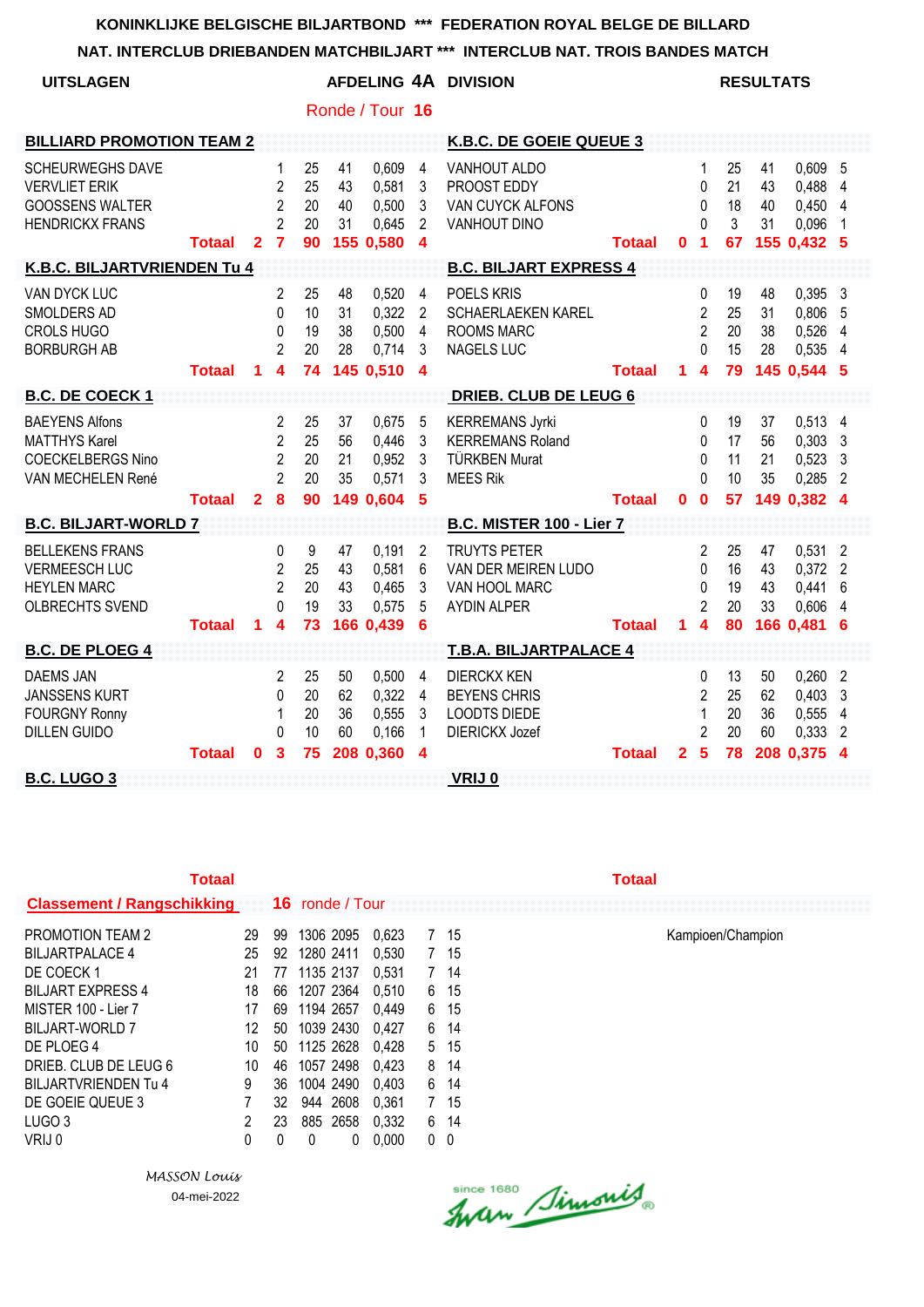KONINKLIJKE BELGISCHE BILJARTBOND *** FEDERATION ROYAL BELGE DE BILLARD

NAT. INTERCLUB DRIEBANDEN MATCHBILJART *** INTERCLUB NAT. TROIS BANDES MATCH

**UITSLAGEN** — **AFDELING 4A DIVISION** — **RESULTATS**

Ronde / Tour **16**

| BILLIARD PROMOTION TEAM 2 | | | | | | | K.B.C. DE GOEIE QUEUE 3 | | | | | | |
|---|---|---|---|---|---|---|---|---|---|---|---|---|---|
| SCHEURWEGHS DAVE | | 1 | 25 | 41 | 0,609 | 4 | VANHOUT ALDO | | 1 | 25 | 41 | 0,609 | 5 |
| VERVLIET ERIK | | 2 | 25 | 43 | 0,581 | 3 | PROOST EDDY | | 0 | 21 | 43 | 0,488 | 4 |
| GOOSSENS WALTER | | 2 | 20 | 40 | 0,500 | 3 | VAN CUYCK ALFONS | | 0 | 18 | 40 | 0,450 | 4 |
| HENDRICKX FRANS | | 2 | 20 | 31 | 0,645 | 2 | VANHOUT DINO | | 0 | 3 | 31 | 0,096 | 1 |
| **Totaal** | **2** | **7** | **90** | **155** | **0,580** | **4** | **Totaal** | **0** | **1** | **67** | **155** | **0,432** | **5** |

| K.B.C. BILJARTVRIENDEN Tu 4 | | | | | | | B.C. BILJART EXPRESS 4 | | | | | | |
|---|---|---|---|---|---|---|---|---|---|---|---|---|---|
| VAN DYCK LUC | | 2 | 25 | 48 | 0,520 | 4 | POELS KRIS | | 0 | 19 | 48 | 0,395 | 3 |
| SMOLDERS AD | | 0 | 10 | 31 | 0,322 | 2 | SCHAERLAEKEN KAREL | | 2 | 25 | 31 | 0,806 | 5 |
| CROLS HUGO | | 0 | 19 | 38 | 0,500 | 4 | ROOMS MARC | | 2 | 20 | 38 | 0,526 | 4 |
| BORBURGH AB | | 2 | 20 | 28 | 0,714 | 3 | NAGELS LUC | | 0 | 15 | 28 | 0,535 | 4 |
| **Totaal** | **1** | **4** | **74** | **145** | **0,510** | **4** | **Totaal** | **1** | **4** | **79** | **145** | **0,544** | **5** |

| B.C. DE COECK 1 | | | | | | | DRIEB. CLUB DE LEUG 6 | | | | | | |
|---|---|---|---|---|---|---|---|---|---|---|---|---|---|
| BAEYENS Alfons | | 2 | 25 | 37 | 0,675 | 5 | KERREMANS Jyrki | | 0 | 19 | 37 | 0,513 | 4 |
| MATTHYS Karel | | 2 | 25 | 56 | 0,446 | 3 | KERREMANS Roland | | 0 | 17 | 56 | 0,303 | 3 |
| COECKELBERGS Nino | | 2 | 20 | 21 | 0,952 | 3 | TÜRKBEN Murat | | 0 | 11 | 21 | 0,523 | 3 |
| VAN MECHELEN René | | 2 | 20 | 35 | 0,571 | 3 | MEES Rik | | 0 | 10 | 35 | 0,285 | 2 |
| **Totaal** | **2** | **8** | **90** | **149** | **0,604** | **5** | **Totaal** | **0** | **0** | **57** | **149** | **0,382** | **4** |

| B.C. BILJART-WORLD 7 | | | | | | | B.C. MISTER 100 - Lier 7 | | | | | | |
|---|---|---|---|---|---|---|---|---|---|---|---|---|---|
| BELLEKENS FRANS | | 0 | 9 | 47 | 0,191 | 2 | TRUYTS PETER | | 2 | 25 | 47 | 0,531 | 2 |
| VERMEESCH LUC | | 2 | 25 | 43 | 0,581 | 6 | VAN DER MEIREN LUDO | | 0 | 16 | 43 | 0,372 | 2 |
| HEYLEN MARC | | 2 | 20 | 43 | 0,465 | 3 | VAN HOOL MARC | | 0 | 19 | 43 | 0,441 | 6 |
| OLBRECHTS SVEND | | 0 | 19 | 33 | 0,575 | 5 | AYDIN ALPER | | 2 | 20 | 33 | 0,606 | 4 |
| **Totaal** | **1** | **4** | **73** | **166** | **0,439** | **6** | **Totaal** | **1** | **4** | **80** | **166** | **0,481** | **6** |

| B.C. DE PLOEG 4 | | | | | | | T.B.A. BILJARTPALACE 4 | | | | | | |
|---|---|---|---|---|---|---|---|---|---|---|---|---|---|
| DAEMS JAN | | 2 | 25 | 50 | 0,500 | 4 | DIERCKX KEN | | 0 | 13 | 50 | 0,260 | 2 |
| JANSSENS KURT | | 0 | 20 | 62 | 0,322 | 4 | BEYENS CHRIS | | 2 | 25 | 62 | 0,403 | 3 |
| FOURGNY Ronny | | 1 | 20 | 36 | 0,555 | 3 | LOODTS DIEDE | | 1 | 20 | 36 | 0,555 | 4 |
| DILLEN GUIDO | | 0 | 10 | 60 | 0,166 | 1 | DIERICKX Jozef | | 2 | 20 | 60 | 0,333 | 2 |
| **Totaal** | **0** | **3** | **75** | **208** | **0,360** | **4** | **Totaal** | **2** | **5** | **78** | **208** | **0,375** | **4** |

**B.C. LUGO 3** — **VRIJ 0**

**Classement / Rangschikking** — **16** ronde / Tour

| | Totaal | | | | | | |
|---|---|---|---|---|---|---|---|
| PROMOTION TEAM 2 | 29 | 99 | 1306 | 2095 | 0,623 | 7 | 15 |
| BILJARTPALACE 4 | 25 | 92 | 1280 | 2411 | 0,530 | 7 | 15 |
| DE COECK 1 | 21 | 77 | 1135 | 2137 | 0,531 | 7 | 14 |
| BILJART EXPRESS 4 | 18 | 66 | 1207 | 2364 | 0,510 | 6 | 15 |
| MISTER 100 - Lier 7 | 17 | 69 | 1194 | 2657 | 0,449 | 6 | 15 |
| BILJART-WORLD 7 | 12 | 50 | 1039 | 2430 | 0,427 | 6 | 14 |
| DE PLOEG 4 | 10 | 50 | 1125 | 2628 | 0,428 | 5 | 15 |
| DRIEB. CLUB DE LEUG 6 | 10 | 46 | 1057 | 2498 | 0,423 | 8 | 14 |
| BILJARTVRIENDEN Tu 4 | 9 | 36 | 1004 | 2490 | 0,403 | 6 | 14 |
| DE GOEIE QUEUE 3 | 7 | 32 | 944 | 2608 | 0,361 | 7 | 15 |
| LUGO 3 | 2 | 23 | 885 | 2658 | 0,332 | 6 | 14 |
| VRIJ 0 | 0 | 0 | 0 | 0 | 0,000 | 0 | 0 |

**Totaal**

Kampioen/Champion

*MASSON Louis*

04-mei-2022

since 1680 Ivan Simonis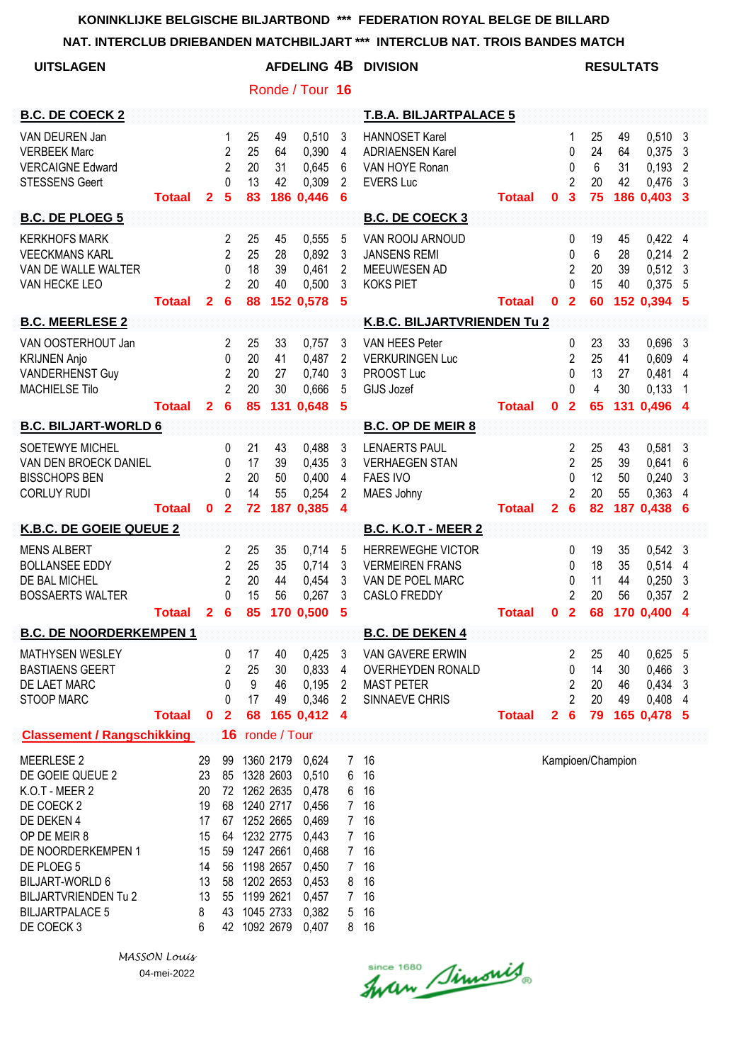**KONINKLIJKE BELGISCHE BILJARTBOND \*\*\* FEDERATION ROYAL BELGE DE BILLARD**

**NAT. INTERCLUB DRIEBANDEN MATCHBILJART \*\*\* INTERCLUB NAT. TROIS BANDES MATCH**

**UITSLAGEN — AFDELING 4B DIVISION — RESULTATS**

Ronde / Tour **16**

| B.C. DE COECK 2 | | | | | | | | T.B.A. BILJARTPALACE 5 | | | | | | | |
|---|---|---|---|---|---|---|---|---|---|---|---|---|---|---|---|
| VAN DEUREN Jan | | 1 | 25 | 49 | 0,510 | 3 | | HANNOSET Karel | | 1 | 25 | 49 | 0,510 | 3 |
| VERBEEK Marc | | 2 | 25 | 64 | 0,390 | 4 | | ADRIAENSEN Karel | | 0 | 24 | 64 | 0,375 | 3 |
| VERCAIGNE Edward | | 2 | 20 | 31 | 0,645 | 6 | | VAN HOYE Ronan | | 0 | 6 | 31 | 0,193 | 2 |
| STESSENS Geert | | 0 | 13 | 42 | 0,309 | 2 | | EVERS Luc | | 2 | 20 | 42 | 0,476 | 3 |
| **Totaal** | **2** | **5** | **83** | **186** | **0,446** | **6** | | **Totaal** | **0** | **3** | **75** | **186** | **0,403** | **3** |

| B.C. DE PLOEG 5 | | | | | | | | B.C. DE COECK 3 | | | | | | |
|---|---|---|---|---|---|---|---|---|---|---|---|---|---|---|
| KERKHOFS MARK | | 2 | 25 | 45 | 0,555 | 5 | | VAN ROOIJ ARNOUD | | 0 | 19 | 45 | 0,422 | 4 |
| VEECKMANS KARL | | 2 | 25 | 28 | 0,892 | 3 | | JANSENS REMI | | 0 | 6 | 28 | 0,214 | 2 |
| VAN DE WALLE WALTER | | 0 | 18 | 39 | 0,461 | 2 | | MEEUWESEN AD | | 2 | 20 | 39 | 0,512 | 3 |
| VAN HECKE LEO | | 2 | 20 | 40 | 0,500 | 3 | | KOKS PIET | | 0 | 15 | 40 | 0,375 | 5 |
| **Totaal** | **2** | **6** | **88** | **152** | **0,578** | **5** | | **Totaal** | **0** | **2** | **60** | **152** | **0,394** | **5** |

| B.C. MEERLESE 2 | | | | | | | | K.B.C. BILJARTVRIENDEN Tu 2 | | | | | | |
|---|---|---|---|---|---|---|---|---|---|---|---|---|---|---|
| VAN OOSTERHOUT Jan | | 2 | 25 | 33 | 0,757 | 3 | | VAN HEES Peter | | 0 | 23 | 33 | 0,696 | 3 |
| KRIJNEN Anjo | | 0 | 20 | 41 | 0,487 | 2 | | VERKURINGEN Luc | | 2 | 25 | 41 | 0,609 | 4 |
| VANDERHENST Guy | | 2 | 20 | 27 | 0,740 | 3 | | PROOST Luc | | 0 | 13 | 27 | 0,481 | 4 |
| MACHIELSE Tilo | | 2 | 20 | 30 | 0,666 | 5 | | GIJS Jozef | | 0 | 4 | 30 | 0,133 | 1 |
| **Totaal** | **2** | **6** | **85** | **131** | **0,648** | **5** | | **Totaal** | **0** | **2** | **65** | **131** | **0,496** | **4** |

| B.C. BILJART-WORLD 6 | | | | | | | | B.C. OP DE MEIR 8 | | | | | | |
|---|---|---|---|---|---|---|---|---|---|---|---|---|---|---|
| SOETEWYE MICHEL | | 0 | 21 | 43 | 0,488 | 3 | | LENAERTS PAUL | | 2 | 25 | 43 | 0,581 | 3 |
| VAN DEN BROECK DANIEL | | 0 | 17 | 39 | 0,435 | 3 | | VERHAEGEN STAN | | 2 | 25 | 39 | 0,641 | 6 |
| BISSCHOPS BEN | | 2 | 20 | 50 | 0,400 | 4 | | FAES IVO | | 0 | 12 | 50 | 0,240 | 3 |
| CORLUY RUDI | | 0 | 14 | 55 | 0,254 | 2 | | MAES Johny | | 2 | 20 | 55 | 0,363 | 4 |
| **Totaal** | **0** | **2** | **72** | **187** | **0,385** | **4** | | **Totaal** | **2** | **6** | **82** | **187** | **0,438** | **6** |

| K.B.C. DE GOEIE QUEUE 2 | | | | | | | | B.C. K.O.T - MEER 2 | | | | | | |
|---|---|---|---|---|---|---|---|---|---|---|---|---|---|---|
| MENS ALBERT | | 2 | 25 | 35 | 0,714 | 5 | | HERREWEGHE VICTOR | | 0 | 19 | 35 | 0,542 | 3 |
| BOLLANSEE EDDY | | 2 | 25 | 35 | 0,714 | 3 | | VERMEIREN FRANS | | 0 | 18 | 35 | 0,514 | 4 |
| DE BAL MICHEL | | 2 | 20 | 44 | 0,454 | 3 | | VAN DE POEL MARC | | 0 | 11 | 44 | 0,250 | 3 |
| BOSSAERTS WALTER | | 0 | 15 | 56 | 0,267 | 3 | | CASLO FREDDY | | 2 | 20 | 56 | 0,357 | 2 |
| **Totaal** | **2** | **6** | **85** | **170** | **0,500** | **5** | | **Totaal** | **0** | **2** | **68** | **170** | **0,400** | **4** |

| B.C. DE NOORDERKEMPEN 1 | | | | | | | | B.C. DE DEKEN 4 | | | | | | |
|---|---|---|---|---|---|---|---|---|---|---|---|---|---|---|
| MATHYSEN WESLEY | | 0 | 17 | 40 | 0,425 | 3 | | VAN GAVERE ERWIN | | 2 | 25 | 40 | 0,625 | 5 |
| BASTIAENS GEERT | | 2 | 25 | 30 | 0,833 | 4 | | OVERHEYDEN RONALD | | 0 | 14 | 30 | 0,466 | 3 |
| DE LAET MARC | | 0 | 9 | 46 | 0,195 | 2 | | MAST PETER | | 2 | 20 | 46 | 0,434 | 3 |
| STOOP MARC | | 0 | 17 | 49 | 0,346 | 2 | | SINNAEVE CHRIS | | 2 | 20 | 49 | 0,408 | 4 |
| **Totaal** | **0** | **2** | **68** | **165** | **0,412** | **4** | | **Totaal** | **2** | **6** | **79** | **165** | **0,478** | **5** |

**Classement / Rangschikking** — **16** ronde / Tour

| | | | | | | | | |
|---|---|---|---|---|---|---|---|---|
| MEERLESE 2 | 29 | 99 | 1360 | 2179 | 0,624 | 7 | 16 | Kampioen/Champion |
| DE GOEIE QUEUE 2 | 23 | 85 | 1328 | 2603 | 0,510 | 6 | 16 | |
| K.O.T - MEER 2 | 20 | 72 | 1262 | 2635 | 0,478 | 6 | 16 | |
| DE COECK 2 | 19 | 68 | 1240 | 2717 | 0,456 | 7 | 16 | |
| DE DEKEN 4 | 17 | 67 | 1252 | 2665 | 0,469 | 7 | 16 | |
| OP DE MEIR 8 | 15 | 64 | 1232 | 2775 | 0,443 | 7 | 16 | |
| DE NOORDERKEMPEN 1 | 15 | 59 | 1247 | 2661 | 0,468 | 7 | 16 | |
| DE PLOEG 5 | 14 | 56 | 1198 | 2657 | 0,450 | 7 | 16 | |
| BILJART-WORLD 6 | 13 | 58 | 1202 | 2653 | 0,453 | 8 | 16 | |
| BILJARTVRIENDEN Tu 2 | 13 | 55 | 1199 | 2621 | 0,457 | 7 | 16 | |
| BILJARTPALACE 5 | 8 | 43 | 1045 | 2733 | 0,382 | 5 | 16 | |
| DE COECK 3 | 6 | 42 | 1092 | 2679 | 0,407 | 8 | 16 | |

*MASSON Louis*

04-mei-2022

since 1680 Ivan Simonis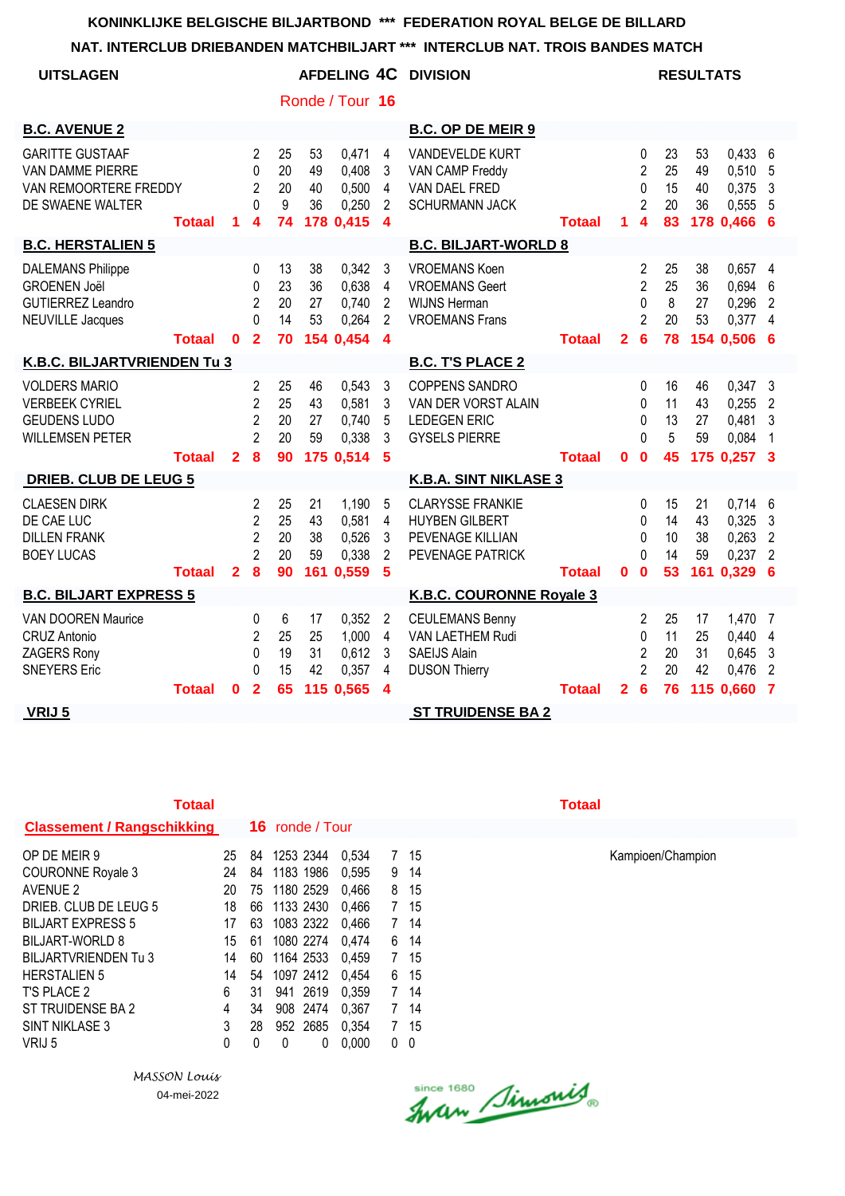**KONINKLIJKE BELGISCHE BILJARTBOND \*\*\* FEDERATION ROYAL BELGE DE BILLARD**

**NAT. INTERCLUB DRIEBANDEN MATCHBILJART \*\*\* INTERCLUB NAT. TROIS BANDES MATCH**

**UITSLAGEN** — **AFDELING 4C DIVISION** — **RESULTATS**

Ronde / Tour **16**

| B.C. AVENUE 2 | | | | | | | B.C. OP DE MEIR 9 | | | | | | |
|---|---|---|---|---|---|---|---|---|---|---|---|---|---|
| GARITTE GUSTAAF | | 2 | 25 | 53 | 0,471 | 4 | VANDEVELDE KURT | | 0 | 23 | 53 | 0,433 | 6 |
| VAN DAMME PIERRE | | 0 | 20 | 49 | 0,408 | 3 | VAN CAMP Freddy | | 2 | 25 | 49 | 0,510 | 5 |
| VAN REMOORTERE FREDDY | | 2 | 20 | 40 | 0,500 | 4 | VAN DAEL FRED | | 0 | 15 | 40 | 0,375 | 3 |
| DE SWAENE WALTER | | 0 | 9 | 36 | 0,250 | 2 | SCHURMANN JACK | | 2 | 20 | 36 | 0,555 | 5 |
| **Totaal** | **1** | **4** | **74** | **178** | **0,415** | **4** | **Totaal** | **1** | **4** | **83** | **178** | **0,466** | **6** |

| B.C. HERSTALIEN 5 | | | | | | | B.C. BILJART-WORLD 8 | | | | | | |
|---|---|---|---|---|---|---|---|---|---|---|---|---|---|
| DALEMANS Philippe | | 0 | 13 | 38 | 0,342 | 3 | VROEMANS Koen | | 2 | 25 | 38 | 0,657 | 4 |
| GROENEN Joël | | 0 | 23 | 36 | 0,638 | 4 | VROEMANS Geert | | 2 | 25 | 36 | 0,694 | 6 |
| GUTIERREZ Leandro | | 2 | 20 | 27 | 0,740 | 2 | WIJNS Herman | | 0 | 8 | 27 | 0,296 | 2 |
| NEUVILLE Jacques | | 0 | 14 | 53 | 0,264 | 2 | VROEMANS Frans | | 2 | 20 | 53 | 0,377 | 4 |
| **Totaal** | **0** | **2** | **70** | **154** | **0,454** | **4** | **Totaal** | **2** | **6** | **78** | **154** | **0,506** | **6** |

| K.B.C. BILJARTVRIENDEN Tu 3 | | | | | | | B.C. T'S PLACE 2 | | | | | | |
|---|---|---|---|---|---|---|---|---|---|---|---|---|---|
| VOLDERS MARIO | | 2 | 25 | 46 | 0,543 | 3 | COPPENS SANDRO | | 0 | 16 | 46 | 0,347 | 3 |
| VERBEEK CYRIEL | | 2 | 25 | 43 | 0,581 | 3 | VAN DER VORST ALAIN | | 0 | 11 | 43 | 0,255 | 2 |
| GEUDENS LUDO | | 2 | 20 | 27 | 0,740 | 5 | LEDEGEN ERIC | | 0 | 13 | 27 | 0,481 | 3 |
| WILLEMSEN PETER | | 2 | 20 | 59 | 0,338 | 3 | GYSELS PIERRE | | 0 | 5 | 59 | 0,084 | 1 |
| **Totaal** | **2** | **8** | **90** | **175** | **0,514** | **5** | **Totaal** | **0** | **0** | **45** | **175** | **0,257** | **3** |

| DRIEB. CLUB DE LEUG 5 | | | | | | | K.B.A. SINT NIKLASE 3 | | | | | | |
|---|---|---|---|---|---|---|---|---|---|---|---|---|---|
| CLAESEN DIRK | | 2 | 25 | 21 | 1,190 | 5 | CLARYSSE FRANKIE | | 0 | 15 | 21 | 0,714 | 6 |
| DE CAE LUC | | 2 | 25 | 43 | 0,581 | 4 | HUYBEN GILBERT | | 0 | 14 | 43 | 0,325 | 3 |
| DILLEN FRANK | | 2 | 20 | 38 | 0,526 | 3 | PEVENAGE KILLIAN | | 0 | 10 | 38 | 0,263 | 2 |
| BOEY LUCAS | | 2 | 20 | 59 | 0,338 | 2 | PEVENAGE PATRICK | | 0 | 14 | 59 | 0,237 | 2 |
| **Totaal** | **2** | **8** | **90** | **161** | **0,559** | **5** | **Totaal** | **0** | **0** | **53** | **161** | **0,329** | **6** |

| B.C. BILJART EXPRESS 5 | | | | | | | K.B.C. COURONNE Royale 3 | | | | | | |
|---|---|---|---|---|---|---|---|---|---|---|---|---|---|
| VAN DOOREN Maurice | | 0 | 6 | 17 | 0,352 | 2 | CEULEMANS Benny | | 2 | 25 | 17 | 1,470 | 7 |
| CRUZ Antonio | | 2 | 25 | 25 | 1,000 | 4 | VAN LAETHEM Rudi | | 0 | 11 | 25 | 0,440 | 4 |
| ZAGERS Rony | | 0 | 19 | 31 | 0,612 | 3 | SAEIJS Alain | | 2 | 20 | 31 | 0,645 | 3 |
| SNEYERS Eric | | 0 | 15 | 42 | 0,357 | 4 | DUSON Thierry | | 2 | 20 | 42 | 0,476 | 2 |
| **Totaal** | **0** | **2** | **65** | **115** | **0,565** | **4** | **Totaal** | **2** | **6** | **76** | **115** | **0,660** | **7** |

**VRIJ 5** — **ST TRUIDENSE BA 2**

**Totaal** — **Totaal**

**Classement / Rangschikking** **16** ronde / Tour

| | | | | | | | |
|---|---|---|---|---|---|---|---|
| OP DE MEIR 9 | 25 | 84 | 1253 | 2344 | 0,534 | 7 | 15 |
| COURONNE Royale 3 | 24 | 84 | 1183 | 1986 | 0,595 | 9 | 14 |
| AVENUE 2 | 20 | 75 | 1180 | 2529 | 0,466 | 8 | 15 |
| DRIEB. CLUB DE LEUG 5 | 18 | 66 | 1133 | 2430 | 0,466 | 7 | 15 |
| BILJART EXPRESS 5 | 17 | 63 | 1083 | 2322 | 0,466 | 7 | 14 |
| BILJART-WORLD 8 | 15 | 61 | 1080 | 2274 | 0,474 | 6 | 14 |
| BILJARTVRIENDEN Tu 3 | 14 | 60 | 1164 | 2533 | 0,459 | 7 | 15 |
| HERSTALIEN 5 | 14 | 54 | 1097 | 2412 | 0,454 | 6 | 15 |
| T'S PLACE 2 | 6 | 31 | 941 | 2619 | 0,359 | 7 | 14 |
| ST TRUIDENSE BA 2 | 4 | 34 | 908 | 2474 | 0,367 | 7 | 14 |
| SINT NIKLASE 3 | 3 | 28 | 952 | 2685 | 0,354 | 7 | 15 |
| VRIJ 5 | 0 | 0 | 0 | 0 | 0,000 | 0 | 0 |

Kampioen/Champion

*MASSON Louis*

04-mei-2022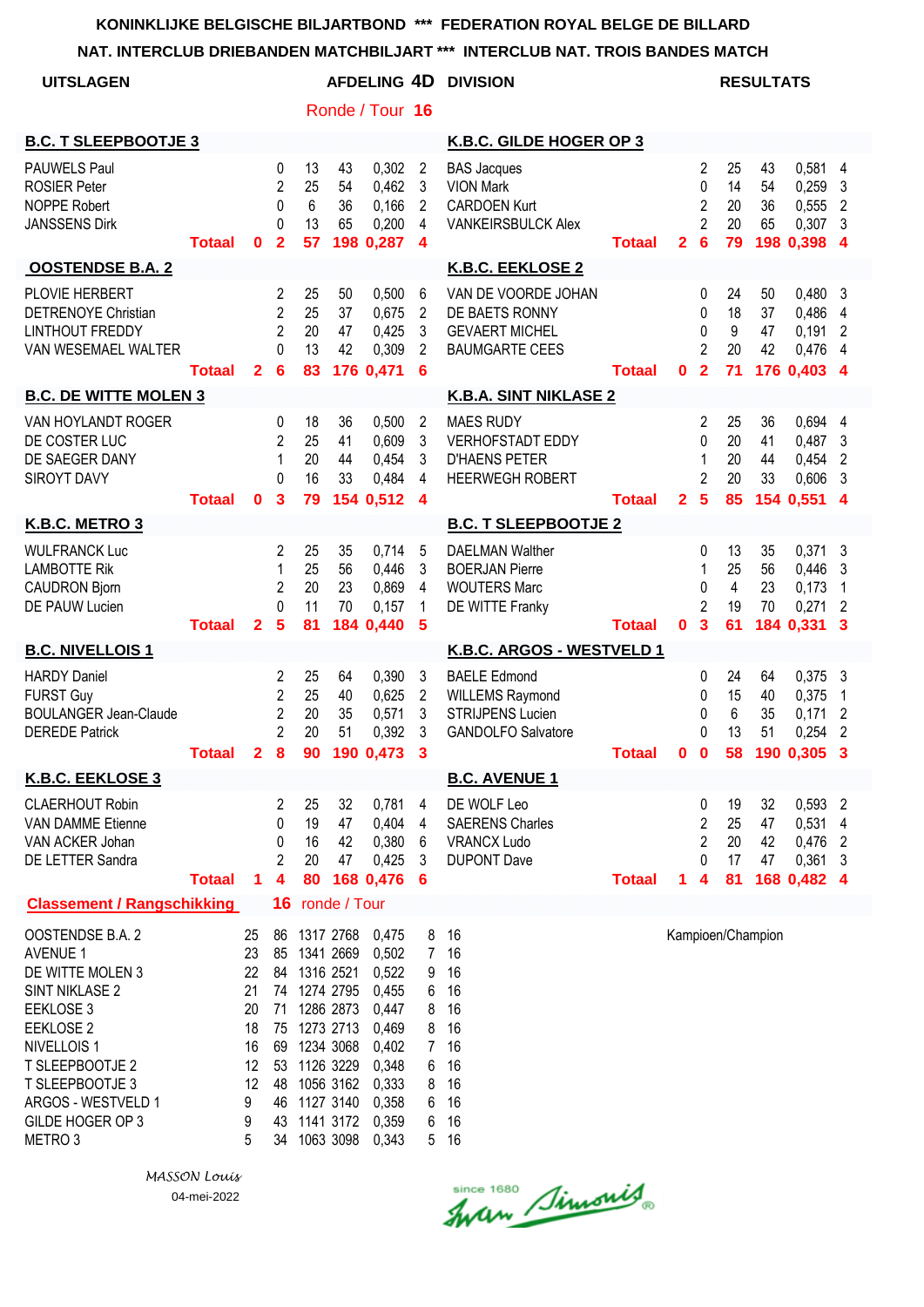KONINKLIJKE BELGISCHE BILJARTBOND *** FEDERATION ROYAL BELGE DE BILLARD

NAT. INTERCLUB DRIEBANDEN MATCHBILJART *** INTERCLUB NAT. TROIS BANDES MATCH

**UITSLAGEN** **AFDELING 4D DIVISION** **RESULTATS**

Ronde / Tour **16**

| **B.C. T SLEEPBOOTJE 3** | | | | | | | | **K.B.C. GILDE HOGER OP 3** | | | | | | | |
|---|---|---|---|---|---|---|---|---|---|---|---|---|---|---|---|
| PAUWELS Paul | | 0 | 13 | 43 | 0,302 | 2 | | BAS Jacques | | 2 | 25 | 43 | 0,581 | 4 | |
| ROSIER Peter | | 2 | 25 | 54 | 0,462 | 3 | | VION Mark | | 0 | 14 | 54 | 0,259 | 3 | |
| NOPPE Robert | | 0 | 6 | 36 | 0,166 | 2 | | CARDOEN Kurt | | 2 | 20 | 36 | 0,555 | 2 | |
| JANSSENS Dirk | | 0 | 13 | 65 | 0,200 | 4 | | VANKEIRSBULCK Alex | | 2 | 20 | 65 | 0,307 | 3 | |
| **Totaal** | **0** | **2** | **57** | **198** | **0,287** | **4** | | **Totaal** | **2** | **6** | **79** | **198** | **0,398** | **4** | |
| **OOSTENDSE B.A. 2** | | | | | | | | **K.B.C. EEKLOSE 2** | | | | | | | |
| PLOVIE HERBERT | | 2 | 25 | 50 | 0,500 | 6 | | VAN DE VOORDE JOHAN | | 0 | 24 | 50 | 0,480 | 3 | |
| DETRENOYE Christian | | 2 | 25 | 37 | 0,675 | 2 | | DE BAETS RONNY | | 0 | 18 | 37 | 0,486 | 4 | |
| LINTHOUT FREDDY | | 2 | 20 | 47 | 0,425 | 3 | | GEVAERT MICHEL | | 0 | 9 | 47 | 0,191 | 2 | |
| VAN WESEMAEL WALTER | | 0 | 13 | 42 | 0,309 | 2 | | BAUMGARTE CEES | | 2 | 20 | 42 | 0,476 | 4 | |
| **Totaal** | **2** | **6** | **83** | **176** | **0,471** | **6** | | **Totaal** | **0** | **2** | **71** | **176** | **0,403** | **4** | |
| **B.C. DE WITTE MOLEN 3** | | | | | | | | **K.B.A. SINT NIKLASE 2** | | | | | | | |
| VAN HOYLANDT ROGER | | 0 | 18 | 36 | 0,500 | 2 | | MAES RUDY | | 2 | 25 | 36 | 0,694 | 4 | |
| DE COSTER LUC | | 2 | 25 | 41 | 0,609 | 3 | | VERHOFSTADT EDDY | | 0 | 20 | 41 | 0,487 | 3 | |
| DE SAEGER DANY | | 1 | 20 | 44 | 0,454 | 3 | | D'HAENS PETER | | 1 | 20 | 44 | 0,454 | 2 | |
| SIROYT DAVY | | 0 | 16 | 33 | 0,484 | 4 | | HEERWEGH ROBERT | | 2 | 20 | 33 | 0,606 | 3 | |
| **Totaal** | **0** | **3** | **79** | **154** | **0,512** | **4** | | **Totaal** | **2** | **5** | **85** | **154** | **0,551** | **4** | |
| **K.B.C. METRO 3** | | | | | | | | **B.C. T SLEEPBOOTJE 2** | | | | | | | |
| WULFRANCK Luc | | 2 | 25 | 35 | 0,714 | 5 | | DAELMAN Walther | | 0 | 13 | 35 | 0,371 | 3 | |
| LAMBOTTE Rik | | 1 | 25 | 56 | 0,446 | 3 | | BOERJAN Pierre | | 1 | 25 | 56 | 0,446 | 3 | |
| CAUDRON Bjorn | | 2 | 20 | 23 | 0,869 | 4 | | WOUTERS Marc | | 0 | 4 | 23 | 0,173 | 1 | |
| DE PAUW Lucien | | 0 | 11 | 70 | 0,157 | 1 | | DE WITTE Franky | | 2 | 19 | 70 | 0,271 | 2 | |
| **Totaal** | **2** | **5** | **81** | **184** | **0,440** | **5** | | **Totaal** | **0** | **3** | **61** | **184** | **0,331** | **3** | |
| **B.C. NIVELLOIS 1** | | | | | | | | **K.B.C. ARGOS - WESTVELD 1** | | | | | | | |
| HARDY Daniel | | 2 | 25 | 64 | 0,390 | 3 | | BAELE Edmond | | 0 | 24 | 64 | 0,375 | 3 | |
| FURST Guy | | 2 | 25 | 40 | 0,625 | 2 | | WILLEMS Raymond | | 0 | 15 | 40 | 0,375 | 1 | |
| BOULANGER Jean-Claude | | 2 | 20 | 35 | 0,571 | 3 | | STRIJPENS Lucien | | 0 | 6 | 35 | 0,171 | 2 | |
| DEREDE Patrick | | 2 | 20 | 51 | 0,392 | 3 | | GANDOLFO Salvatore | | 0 | 13 | 51 | 0,254 | 2 | |
| **Totaal** | **2** | **8** | **90** | **190** | **0,473** | **3** | | **Totaal** | **0** | **0** | **58** | **190** | **0,305** | **3** | |
| **K.B.C. EEKLOSE 3** | | | | | | | | **B.C. AVENUE 1** | | | | | | | |
| CLAERHOUT Robin | | 2 | 25 | 32 | 0,781 | 4 | | DE WOLF Leo | | 0 | 19 | 32 | 0,593 | 2 | |
| VAN DAMME Etienne | | 0 | 19 | 47 | 0,404 | 4 | | SAERENS Charles | | 2 | 25 | 47 | 0,531 | 4 | |
| VAN ACKER Johan | | 0 | 16 | 42 | 0,380 | 6 | | VRANCX Ludo | | 2 | 20 | 42 | 0,476 | 2 | |
| DE LETTER Sandra | | 2 | 20 | 47 | 0,425 | 3 | | DUPONT Dave | | 0 | 17 | 47 | 0,361 | 3 | |
| **Totaal** | **1** | **4** | **80** | **168** | **0,476** | **6** | | **Totaal** | **1** | **4** | **81** | **168** | **0,482** | **4** | |

**Classement / Rangschikking** **16** ronde / Tour

| | | | | | | | | |
|---|---|---|---|---|---|---|---|---|
| OOSTENDSE B.A. 2 | 25 | 86 | 1317 | 2768 | 0,475 | 8 | 16 | Kampioen/Champion |
| AVENUE 1 | 23 | 85 | 1341 | 2669 | 0,502 | 7 | 16 | |
| DE WITTE MOLEN 3 | 22 | 84 | 1316 | 2521 | 0,522 | 9 | 16 | |
| SINT NIKLASE 2 | 21 | 74 | 1274 | 2795 | 0,455 | 6 | 16 | |
| EEKLOSE 3 | 20 | 71 | 1286 | 2873 | 0,447 | 8 | 16 | |
| EEKLOSE 2 | 18 | 75 | 1273 | 2713 | 0,469 | 8 | 16 | |
| NIVELLOIS 1 | 16 | 69 | 1234 | 3068 | 0,402 | 7 | 16 | |
| T SLEEPBOOTJE 2 | 12 | 53 | 1126 | 3229 | 0,348 | 6 | 16 | |
| T SLEEPBOOTJE 3 | 12 | 48 | 1056 | 3162 | 0,333 | 8 | 16 | |
| ARGOS - WESTVELD 1 | 9 | 46 | 1127 | 3140 | 0,358 | 6 | 16 | |
| GILDE HOGER OP 3 | 9 | 43 | 1141 | 3172 | 0,359 | 6 | 16 | |
| METRO 3 | 5 | 34 | 1063 | 3098 | 0,343 | 5 | 16 | |

*MASSON Louis*

04-mei-2022

since 1680 Iwan Simonis®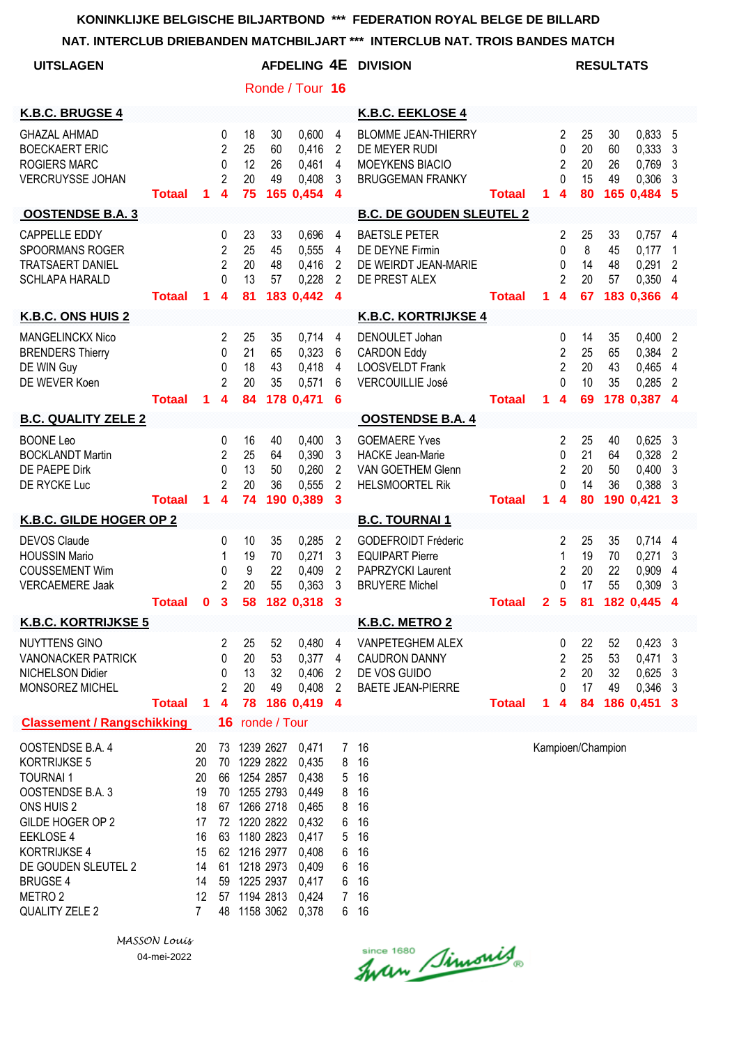**KONINKLIJKE BELGISCHE BILJARTBOND *** FEDERATION ROYAL BELGE DE BILLARD**

**NAT. INTERCLUB DRIEBANDEN MATCHBILJART *** INTERCLUB NAT. TROIS BANDES MATCH**

**UITSLAGEN** — **AFDELING 4E DIVISION** — **RESULTATS**

Ronde / Tour **16**

| K.B.C. BRUGGE 4 | | | | | | | K.B.C. EEKLOSE 4 | | | | | | |
|---|---|---|---|---|---|---|---|---|---|---|---|---|---|
| GHAZAL AHMAD | | 0 | 18 | 30 | 0,600 | 4 | BLOMME JEAN-THIERRY | | 2 | 25 | 30 | 0,833 | 5 |
| BOECKAERT ERIC | | 2 | 25 | 60 | 0,416 | 2 | DE MEYER RUDI | | 0 | 20 | 60 | 0,333 | 3 |
| ROGIERS MARC | | 0 | 12 | 26 | 0,461 | 4 | MOEYKENS BIACIO | | 2 | 20 | 26 | 0,769 | 3 |
| VERCRUYSSE JOHAN | | 2 | 20 | 49 | 0,408 | 3 | BRUGGEMAN FRANKY | | 0 | 15 | 49 | 0,306 | 3 |
| **Totaal** | **1** | **4** | **75** | **165** | **0,454** | **4** | **Totaal** | **1** | **4** | **80** | **165** | **0,484** | **5** |

| OOSTENDSE B.A. 3 | | | | | | | B.C. DE GOUDEN SLEUTEL 2 | | | | | | |
|---|---|---|---|---|---|---|---|---|---|---|---|---|---|
| CAPPELLE EDDY | | 0 | 23 | 33 | 0,696 | 4 | BAETSLE PETER | | 2 | 25 | 33 | 0,757 | 4 |
| SPOORMANS ROGER | | 2 | 25 | 45 | 0,555 | 4 | DE DEYNE Firmin | | 0 | 8 | 45 | 0,177 | 1 |
| TRATSAERT DANIEL | | 2 | 20 | 48 | 0,416 | 2 | DE WEIRDT JEAN-MARIE | | 0 | 14 | 48 | 0,291 | 2 |
| SCHLAPA HARALD | | 0 | 13 | 57 | 0,228 | 2 | DE PREST ALEX | | 2 | 20 | 57 | 0,350 | 4 |
| **Totaal** | **1** | **4** | **81** | **183** | **0,442** | **4** | **Totaal** | **1** | **4** | **67** | **183** | **0,366** | **4** |

| K.B.C. ONS HUIS 2 | | | | | | | K.B.C. KORTRIJKSE 4 | | | | | | |
|---|---|---|---|---|---|---|---|---|---|---|---|---|---|
| MANGELINCKX Nico | | 2 | 25 | 35 | 0,714 | 4 | DENOULET Johan | | 0 | 14 | 35 | 0,400 | 2 |
| BRENDERS Thierry | | 0 | 21 | 65 | 0,323 | 6 | CARDON Eddy | | 2 | 25 | 65 | 0,384 | 2 |
| DE WIN Guy | | 0 | 18 | 43 | 0,418 | 4 | LOOSVELDT Frank | | 2 | 20 | 43 | 0,465 | 4 |
| DE WEVER Koen | | 2 | 20 | 35 | 0,571 | 6 | VERCOUILLIE José | | 0 | 10 | 35 | 0,285 | 2 |
| **Totaal** | **1** | **4** | **84** | **178** | **0,471** | **6** | **Totaal** | **1** | **4** | **69** | **178** | **0,387** | **4** |

| B.C. QUALITY ZELE 2 | | | | | | | OOSTENDSE B.A. 4 | | | | | | |
|---|---|---|---|---|---|---|---|---|---|---|---|---|---|
| BOONE Leo | | 0 | 16 | 40 | 0,400 | 3 | GOEMAERE Yves | | 2 | 25 | 40 | 0,625 | 3 |
| BOCKLANDT Martin | | 2 | 25 | 64 | 0,390 | 3 | HACKE Jean-Marie | | 0 | 21 | 64 | 0,328 | 2 |
| DE PAEPE Dirk | | 0 | 13 | 50 | 0,260 | 2 | VAN GOETHEM Glenn | | 2 | 20 | 50 | 0,400 | 3 |
| DE RYCKE Luc | | 2 | 20 | 36 | 0,555 | 2 | HELSMOORTEL Rik | | 0 | 14 | 36 | 0,388 | 3 |
| **Totaal** | **1** | **4** | **74** | **190** | **0,389** | **3** | **Totaal** | **1** | **4** | **80** | **190** | **0,421** | **3** |

| K.B.C. GILDE HOGER OP 2 | | | | | | | B.C. TOURNAI 1 | | | | | | |
|---|---|---|---|---|---|---|---|---|---|---|---|---|---|
| DEVOS Claude | | 0 | 10 | 35 | 0,285 | 2 | GODEFROIDT Fréderic | | 2 | 25 | 35 | 0,714 | 4 |
| HOUSSIN Mario | | 1 | 19 | 70 | 0,271 | 3 | EQUIPART Pierre | | 1 | 19 | 70 | 0,271 | 3 |
| COUSSEMENT Wim | | 0 | 9 | 22 | 0,409 | 2 | PAPRZYCKI Laurent | | 2 | 20 | 22 | 0,909 | 4 |
| VERCAEMERE Jaak | | 2 | 20 | 55 | 0,363 | 3 | BRUYERE Michel | | 0 | 17 | 55 | 0,309 | 3 |
| **Totaal** | **0** | **3** | **58** | **182** | **0,318** | **3** | **Totaal** | **2** | **5** | **81** | **182** | **0,445** | **4** |

| K.B.C. KORTRIJKSE 5 | | | | | | | K.B.C. METRO 2 | | | | | | |
|---|---|---|---|---|---|---|---|---|---|---|---|---|---|
| NUYTTENS GINO | | 2 | 25 | 52 | 0,480 | 4 | VANPETEGHEM ALEX | | 0 | 22 | 52 | 0,423 | 3 |
| VANONACKER PATRICK | | 0 | 20 | 53 | 0,377 | 4 | CAUDRON DANNY | | 2 | 25 | 53 | 0,471 | 3 |
| NICHELSON Didier | | 0 | 13 | 32 | 0,406 | 2 | DE VOS GUIDO | | 2 | 20 | 32 | 0,625 | 3 |
| MONSOREZ MICHEL | | 2 | 20 | 49 | 0,408 | 2 | BAETE JEAN-PIERRE | | 0 | 17 | 49 | 0,346 | 3 |
| **Totaal** | **1** | **4** | **78** | **186** | **0,419** | **4** | **Totaal** | **1** | **4** | **84** | **186** | **0,451** | **3** |

**Classement / Rangschikking** — **16** ronde / Tour

| | | | | | | | | |
|---|---|---|---|---|---|---|---|---|
| OOSTENDSE B.A. 4 | 20 | 73 | 1239 | 2627 | 0,471 | 7 | 16 | Kampioen/Champion |
| KORTRIJKSE 5 | 20 | 70 | 1229 | 2822 | 0,435 | 8 | 16 | |
| TOURNAI 1 | 20 | 66 | 1254 | 2857 | 0,438 | 5 | 16 | |
| OOSTENDSE B.A. 3 | 19 | 70 | 1255 | 2793 | 0,449 | 8 | 16 | |
| ONS HUIS 2 | 18 | 67 | 1266 | 2718 | 0,465 | 8 | 16 | |
| GILDE HOGER OP 2 | 17 | 72 | 1220 | 2822 | 0,432 | 6 | 16 | |
| EEKLOSE 4 | 16 | 63 | 1180 | 2823 | 0,417 | 5 | 16 | |
| KORTRIJKSE 4 | 15 | 62 | 1216 | 2977 | 0,408 | 6 | 16 | |
| DE GOUDEN SLEUTEL 2 | 14 | 61 | 1218 | 2973 | 0,409 | 6 | 16 | |
| BRUGSE 4 | 14 | 59 | 1225 | 2937 | 0,417 | 6 | 16 | |
| METRO 2 | 12 | 57 | 1194 | 2813 | 0,424 | 7 | 16 | |
| QUALITY ZELE 2 | 7 | 48 | 1158 | 3062 | 0,378 | 6 | 16 | |

*MASSON Louis*

04-mei-2022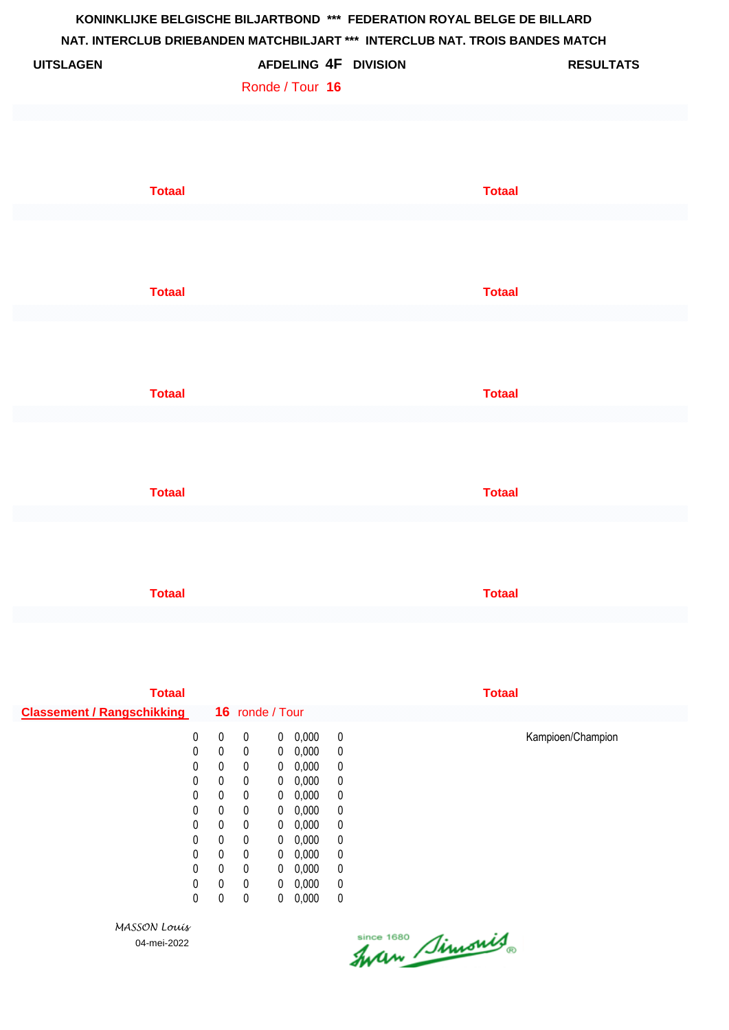**KONINKLIJKE BELGISCHE BILJARTBOND \*\*\* FEDERATION ROYAL BELGE DE BILLARD**

**NAT. INTERCLUB DRIEBANDEN MATCHBILJART \*\*\* INTERCLUB NAT. TROIS BANDES MATCH**

**UITSLAGEN** **AFDELING 4F DIVISION** **RESULTATS**

Ronde / Tour **16**

**Totaal** **Totaal**

**Totaal** **Totaal**

**Totaal** **Totaal**

**Totaal** **Totaal**

**Totaal** **Totaal**

**Totaal** **Totaal**

**Classement / Rangschikking** **16** ronde / Tour

| | | | | | | |
|---|---|---|---|---|---|---|
| 0 | 0 | 0 | 0 | 0,000 | 0 | Kampioen/Champion |
| 0 | 0 | 0 | 0 | 0,000 | 0 | |
| 0 | 0 | 0 | 0 | 0,000 | 0 | |
| 0 | 0 | 0 | 0 | 0,000 | 0 | |
| 0 | 0 | 0 | 0 | 0,000 | 0 | |
| 0 | 0 | 0 | 0 | 0,000 | 0 | |
| 0 | 0 | 0 | 0 | 0,000 | 0 | |
| 0 | 0 | 0 | 0 | 0,000 | 0 | |
| 0 | 0 | 0 | 0 | 0,000 | 0 | |
| 0 | 0 | 0 | 0 | 0,000 | 0 | |
| 0 | 0 | 0 | 0 | 0,000 | 0 | |
| 0 | 0 | 0 | 0 | 0,000 | 0 | |

*MASSON Louis*

04-mei-2022

since 1680 Iwan Simonis®